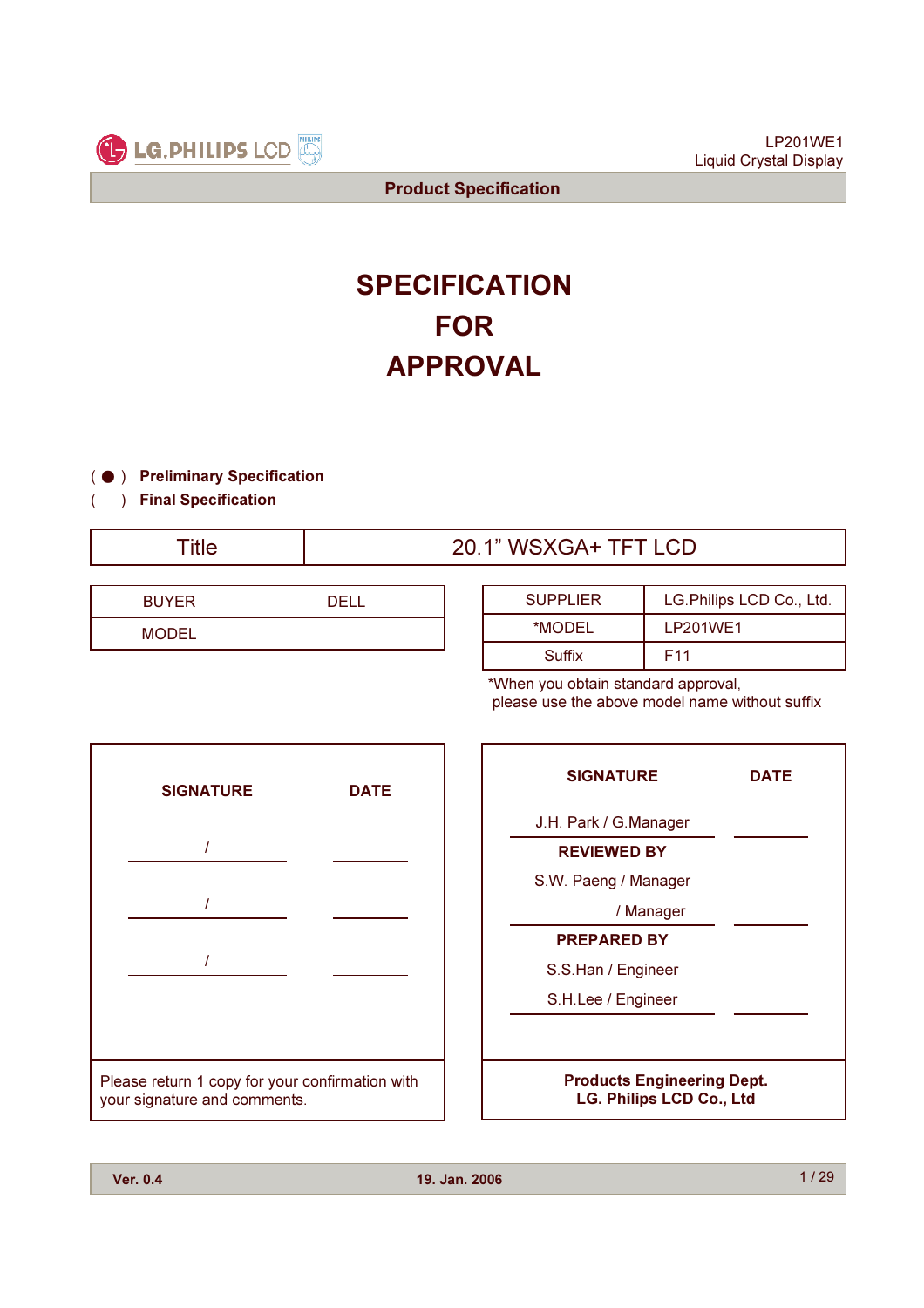LG.PHILIPS LCD

LP201WE1
Liquid Crystal Display

**Product Specification**

# SPECIFICATION
# FOR
# APPROVAL

( ● ) **Preliminary Specification**
(   ) **Final Specification**

| Title | 20.1" WSXGA+ TFT LCD |
|---|---|

| BUYER | DELL |
|---|---|
| MODEL | |

| SUPPLIER | LG.Philips LCD Co., Ltd. |
|---|---|
| *MODEL | LP201WE1 |
| Suffix | F11 |

*When you obtain standard approval,
please use the above model name without suffix

| SIGNATURE | DATE |
|---|---|
| / | |
| / | |
| / | |

Please return 1 copy for your confirmation with your signature and comments.

| SIGNATURE | DATE |
|---|---|
| J.H. Park / G.Manager | |
| **REVIEWED BY** | |
| S.W. Paeng / Manager | |
| / Manager | |
| **PREPARED BY** | |
| S.S.Han / Engineer | |
| S.H.Lee / Engineer | |

**Products Engineering Dept.**
**LG. Philips LCD Co., Ltd**

Ver. 0.4 — 19. Jan. 2006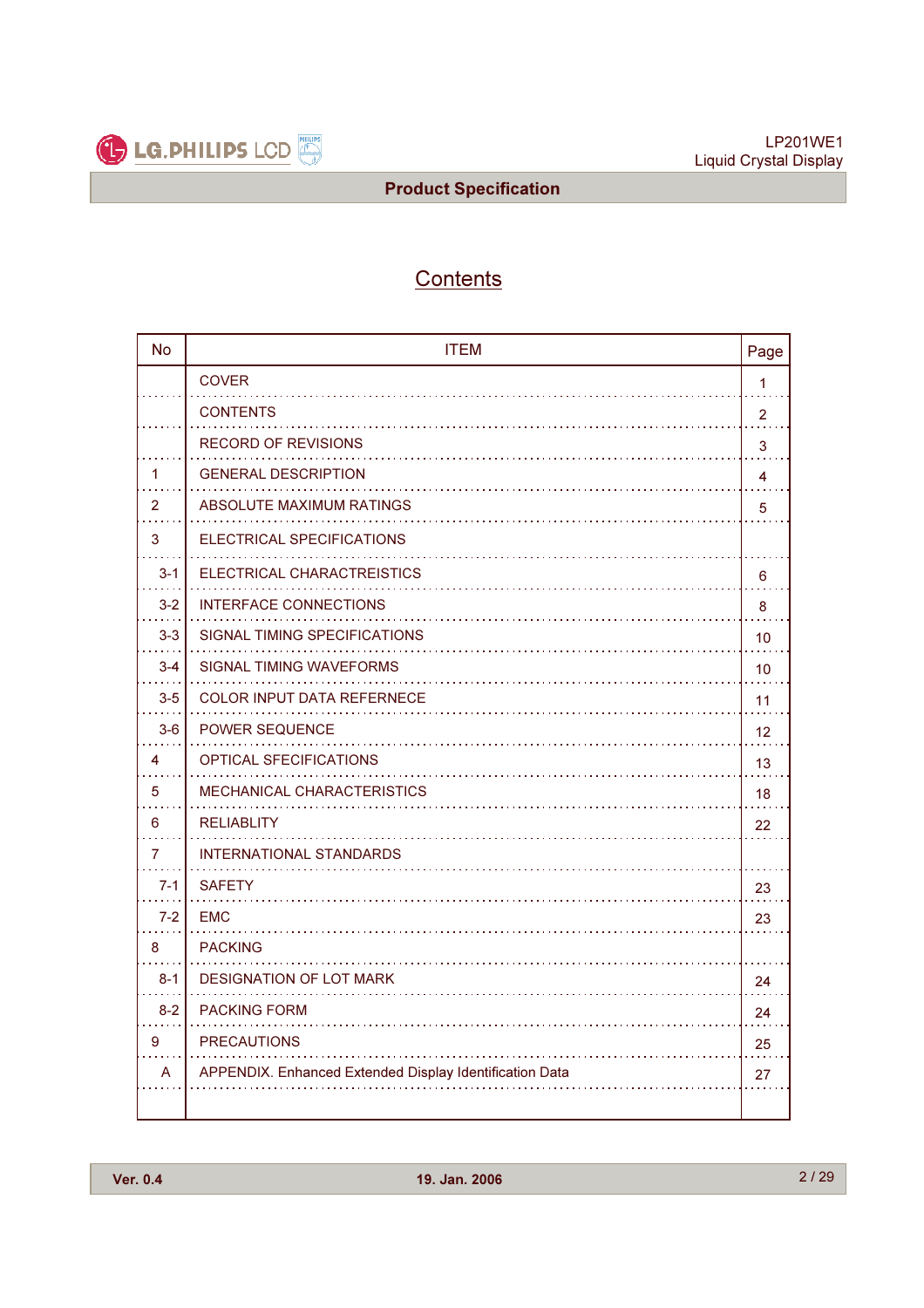# Contents

| No | ITEM | Page |
|---|---|---|
| | COVER | 1 |
| | CONTENTS | 2 |
| | RECORD OF REVISIONS | 3 |
| 1 | GENERAL DESCRIPTION | 4 |
| 2 | ABSOLUTE MAXIMUM RATINGS | 5 |
| 3 | ELECTRICAL SPECIFICATIONS | |
| 3-1 | ELECTRICAL CHARACTREISTICS | 6 |
| 3-2 | INTERFACE CONNECTIONS | 8 |
| 3-3 | SIGNAL TIMING SPECIFICATIONS | 10 |
| 3-4 | SIGNAL TIMING WAVEFORMS | 10 |
| 3-5 | COLOR INPUT DATA REFERNECE | 11 |
| 3-6 | POWER SEQUENCE | 12 |
| 4 | OPTICAL SFECIFICATIONS | 13 |
| 5 | MECHANICAL CHARACTERISTICS | 18 |
| 6 | RELIABLITY | 22 |
| 7 | INTERNATIONAL STANDARDS | |
| 7-1 | SAFETY | 23 |
| 7-2 | EMC | 23 |
| 8 | PACKING | |
| 8-1 | DESIGNATION OF LOT MARK | 24 |
| 8-2 | PACKING FORM | 24 |
| 9 | PRECAUTIONS | 25 |
| A | APPENDIX. Enhanced Extended Display Identification Data | 27 |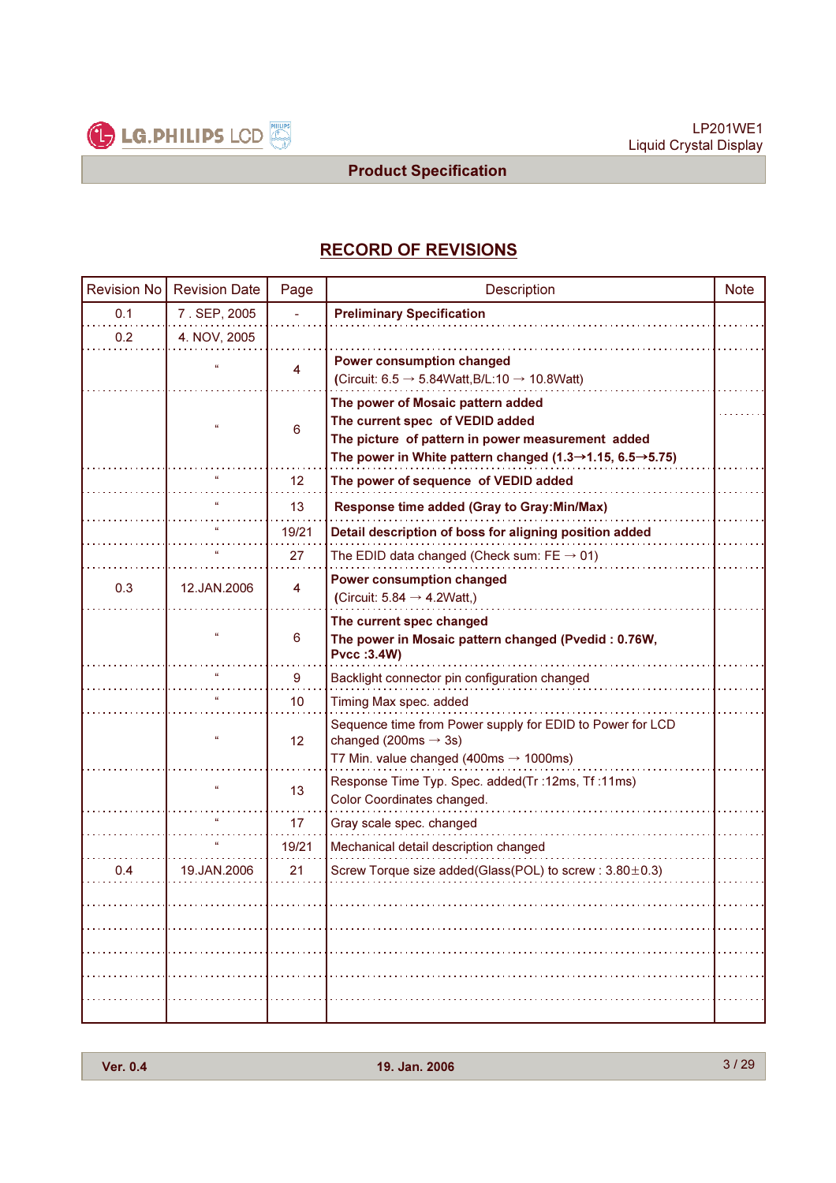## RECORD OF REVISIONS

| Revision No | Revision Date | Page | Description | Note |
|---|---|---|---|---|
| 0.1 | 7 . SEP, 2005 | - | **Preliminary Specification** | |
| 0.2 | 4. NOV, 2005 | | | |
| | " | 4 | **Power consumption changed**<br>(Circuit: 6.5 → 5.84Watt,B/L:10 → 10.8Watt) | |
| | " | 6 | **The power of Mosaic pattern added**<br>**The current spec of VEDID added**<br>**The picture of pattern in power measurement added**<br>**The power in White pattern changed (1.3→1.15, 6.5→5.75)** | |
| | " | 12 | **The power of sequence of VEDID added** | |
| | " | 13 | **Response time added (Gray to Gray:Min/Max)** | |
| | " | 19/21 | **Detail description of boss for aligning position added** | |
| | " | 27 | The EDID data changed (Check sum: FE → 01) | |
| 0.3 | 12.JAN.2006 | 4 | **Power consumption changed**<br>(Circuit: 5.84 → 4.2Watt,) | |
| | " | 6 | **The current spec changed**<br>**The power in Mosaic pattern changed (Pvedid : 0.76W, Pvcc :3.4W)** | |
| | " | 9 | Backlight connector pin configuration changed | |
| | " | 10 | Timing Max spec. added | |
| | " | 12 | Sequence time from Power supply for EDID to Power for LCD changed (200ms → 3s)<br>T7 Min. value changed (400ms → 1000ms) | |
| | " | 13 | Response Time Typ. Spec. added(Tr :12ms, Tf :11ms)<br>Color Coordinates changed. | |
| | " | 17 | Gray scale spec. changed | |
| | " | 19/21 | Mechanical detail description changed | |
| 0.4 | 19.JAN.2006 | 21 | Screw Torque size added(Glass(POL) to screw : 3.80±0.3) | |
| | | | | |
| | | | | |
| | | | | |
| | | | | |
| | | | | |
| | | | | |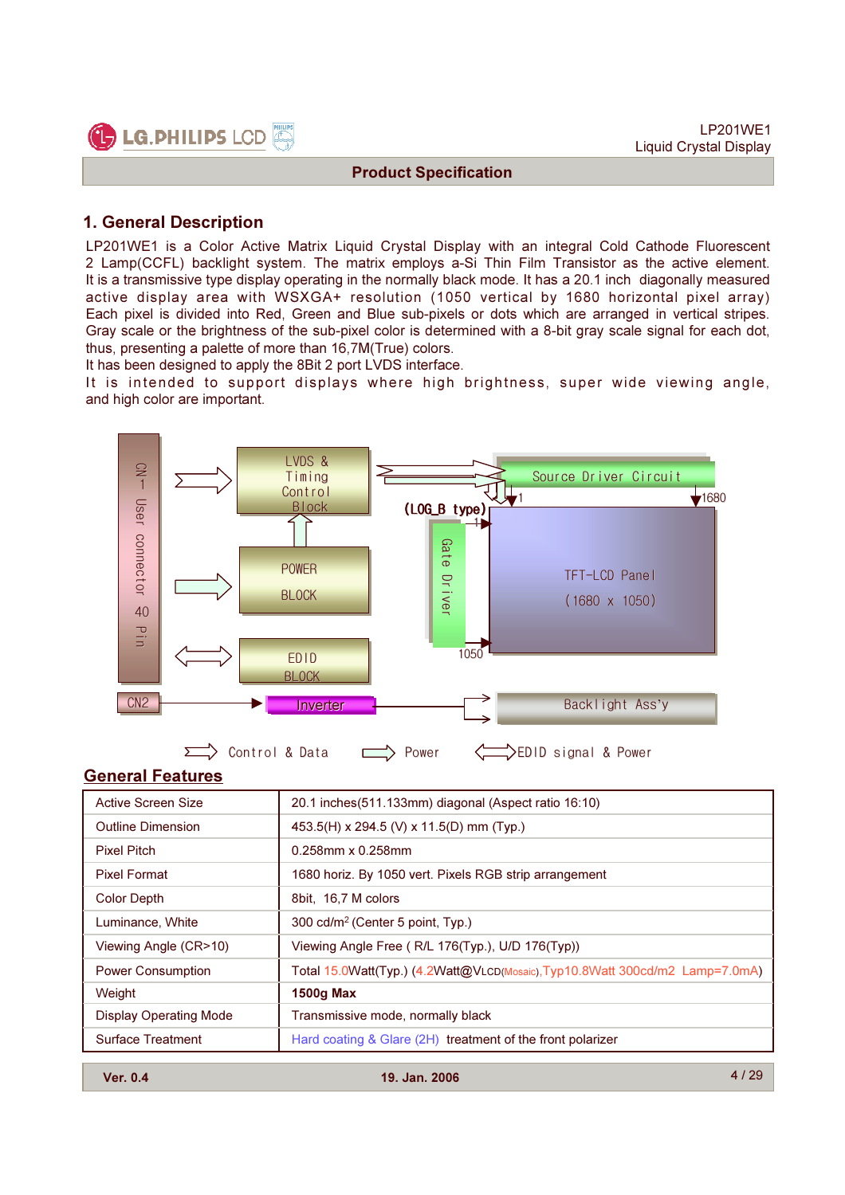# 1. General Description

LP201WE1 is a Color Active Matrix Liquid Crystal Display with an integral Cold Cathode Fluorescent 2 Lamp(CCFL) backlight system. The matrix employs a-Si Thin Film Transistor as the active element. It is a transmissive type display operating in the normally black mode. It has a 20.1 inch diagonally measured active display area with WSXGA+ resolution (1050 vertical by 1680 horizontal pixel array) Each pixel is divided into Red, Green and Blue sub-pixels or dots which are arranged in vertical stripes. Gray scale or the brightness of the sub-pixel color is determined with a 8-bit gray scale signal for each dot, thus, presenting a palette of more than 16,7M(True) colors.
It has been designed to apply the 8Bit 2 port LVDS interface.
It is intended to support displays where high brightness, super wide viewing angle, and high color are important.

CN1 User connector 40 Pin

LVDS & Timing Control Block

POWER BLOCK

EDID BLOCK

Source Driver Circuit

(LOG_B type)

Gate Driver

TFT-LCD Panel (1680 x 1050)

1, 1680, 1, 1050

CN2

Inverter

Backlight Ass'y

Control & Data    Power    EDID signal & Power

## General Features

| | |
|---|---|
| Active Screen Size | 20.1 inches(511.133mm) diagonal (Aspect ratio 16:10) |
| Outline Dimension | 453.5(H) x 294.5 (V) x 11.5(D) mm (Typ.) |
| Pixel Pitch | 0.258mm x 0.258mm |
| Pixel Format | 1680 horiz. By 1050 vert. Pixels RGB strip arrangement |
| Color Depth | 8bit, 16,7 M colors |
| Luminance, White | 300 cd/m² (Center 5 point, Typ.) |
| Viewing Angle (CR>10) | Viewing Angle Free ( R/L 176(Typ.), U/D 176(Typ)) |
| Power Consumption | Total 15.0Watt(Typ.) (4.2Watt@VLCD(Mosaic),Typ10.8Watt 300cd/m2 Lamp=7.0mA) |
| Weight | **1500g Max** |
| Display Operating Mode | Transmissive mode, normally black |
| Surface Treatment | Hard coating & Glare (2H) treatment of the front polarizer |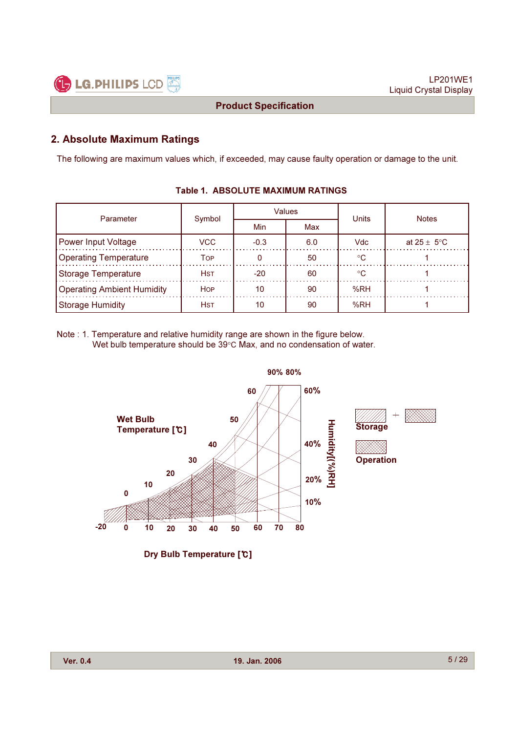## 2. Absolute Maximum Ratings

The following are maximum values which, if exceeded, may cause faulty operation or damage to the unit.

**Table 1. ABSOLUTE MAXIMUM RATINGS**

| Parameter | Symbol | Values | | Units | Notes |
|---|---|---|---|---|---|
| | | Min | Max | | |
| Power Input Voltage | VCC | -0.3 | 6.0 | Vdc | at 25 ± 5°C |
| Operating Temperature | TOP | 0 | 50 | °C | 1 |
| Storage Temperature | HST | -20 | 60 | °C | 1 |
| Operating Ambient Humidity | HOP | 10 | 90 | %RH | 1 |
| Storage Humidity | HST | 10 | 90 | %RH | 1 |

Note : 1. Temperature and relative humidity range are shown in the figure below.
Wet bulb temperature should be 39°C Max, and no condensation of water.

Wet Bulb Temperature [℃]

Humidity[(%)RH]

Storage

Operation

Dry Bulb Temperature [℃]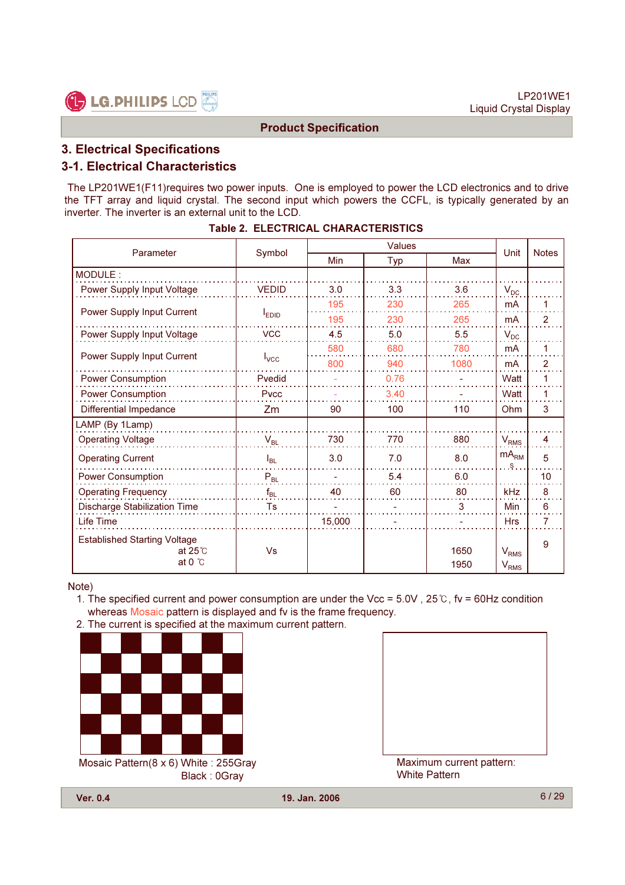# 3. Electrical Specifications

## 3-1. Electrical Characteristics

The LP201WE1(F11)requires two power inputs. One is employed to power the LCD electronics and to drive the TFT array and liquid crystal. The second input which powers the CCFL, is typically generated by an inverter. The inverter is an external unit to the LCD.

**Table 2. ELECTRICAL CHARACTERISTICS**

| Parameter | Symbol | Values | | | Unit | Notes |
|---|---|---|---|---|---|---|
| | | Min | Typ | Max | | |
| MODULE : | | | | | | |
| Power Supply Input Voltage | VEDID | 3.0 | 3.3 | 3.6 | $V_{DC}$ | |
| Power Supply Input Current | $I_{EDID}$ | 195 | 230 | 265 | mA | 1 |
| | | 195 | 230 | 265 | mA | 2 |
| Power Supply Input Voltage | VCC | 4.5 | 5.0 | 5.5 | $V_{DC}$ | |
| Power Supply Input Current | $I_{VCC}$ | 580 | 680 | 780 | mA | 1 |
| | | 800 | 940 | 1080 | mA | 2 |
| Power Consumption | Pvedid | - | 0.76 | - | Watt | 1 |
| Power Consumption | Pvcc | - | 3.40 | - | Watt | 1 |
| Differential Impedance | Zm | 90 | 100 | 110 | Ohm | 3 |
| LAMP (By 1Lamp) | | | | | | |
| Operating Voltage | $V_{BL}$ | 730 | 770 | 880 | $V_{RMS}$ | 4 |
| Operating Current | $I_{BL}$ | 3.0 | 7.0 | 8.0 | $mA_{RMS}$ | 5 |
| Power Consumption | $P_{BL}$ | - | 5.4 | 6.0 | | 10 |
| Operating Frequency | $f_{BL}$ | 40 | 60 | 80 | kHz | 8 |
| Discharge Stabilization Time | Ts | - | - | 3 | Min | 6 |
| Life Time | | 15,000 | - | - | Hrs | 7 |
| Established Starting Voltage | Vs | | | | | 9 |
| at 25℃ | | | | 1650 | $V_{RMS}$ | |
| at 0 ℃ | | | | 1950 | $V_{RMS}$ | |

Note)

1. The specified current and power consumption are under the Vcc = 5.0V , 25℃, fv = 60Hz condition whereas Mosaic pattern is displayed and fv is the frame frequency.
2. The current is specified at the maximum current pattern.

Mosaic Pattern(8 x 6) White : 255Gray
Black : 0Gray

Maximum current pattern:
White Pattern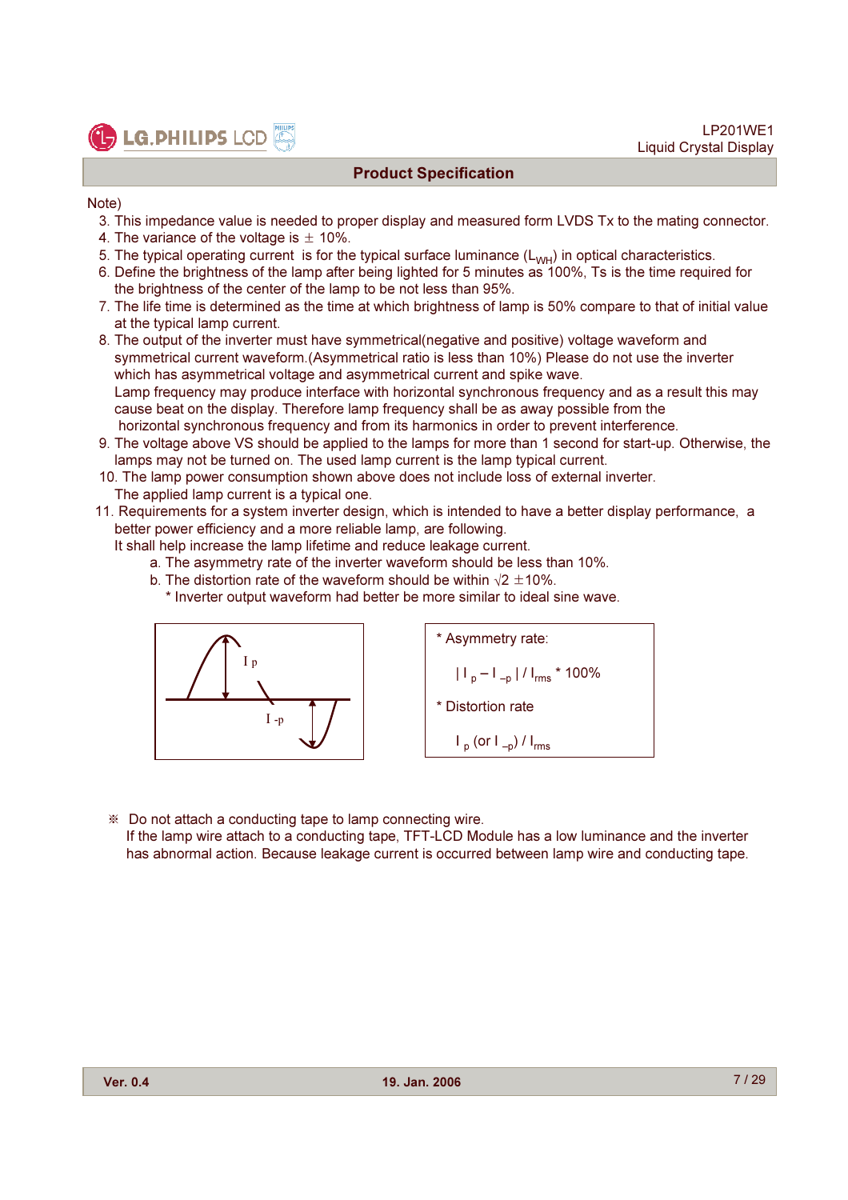## Product Specification

Note)

3. This impedance value is needed to proper display and measured form LVDS Tx to the mating connector.
4. The variance of the voltage is ± 10%.
5. The typical operating current is for the typical surface luminance ($L_{WH}$) in optical characteristics.
6. Define the brightness of the lamp after being lighted for 5 minutes as 100%, Ts is the time required for the brightness of the center of the lamp to be not less than 95%.
7. The life time is determined as the time at which brightness of lamp is 50% compare to that of initial value at the typical lamp current.
8. The output of the inverter must have symmetrical(negative and positive) voltage waveform and symmetrical current waveform.(Asymmetrical ratio is less than 10%) Please do not use the inverter which has asymmetrical voltage and asymmetrical current and spike wave.
   Lamp frequency may produce interface with horizontal synchronous frequency and as a result this may cause beat on the display. Therefore lamp frequency shall be as away possible from the horizontal synchronous frequency and from its harmonics in order to prevent interference.
9. The voltage above VS should be applied to the lamps for more than 1 second for start-up. Otherwise, the lamps may not be turned on. The used lamp current is the lamp typical current.
10. The lamp power consumption shown above does not include loss of external inverter.
    The applied lamp current is a typical one.
11. Requirements for a system inverter design, which is intended to have a better display performance, a better power efficiency and a more reliable lamp, are following.
    It shall help increase the lamp lifetime and reduce leakage current.
    a. The asymmetry rate of the inverter waveform should be less than 10%.
    b. The distortion rate of the waveform should be within $\sqrt{2}$ ±10%.
       * Inverter output waveform had better be more similar to ideal sine wave.

$I_p$

$I_{-p}$

* Asymmetry rate:

  $| I_p - I_{-p} | / I_{rms} * 100\%$

* Distortion rate

  $I_p$ (or $I_{-p}$) / $I_{rms}$

※ Do not attach a conducting tape to lamp connecting wire.
If the lamp wire attach to a conducting tape, TFT-LCD Module has a low luminance and the inverter has abnormal action. Because leakage current is occurred between lamp wire and conducting tape.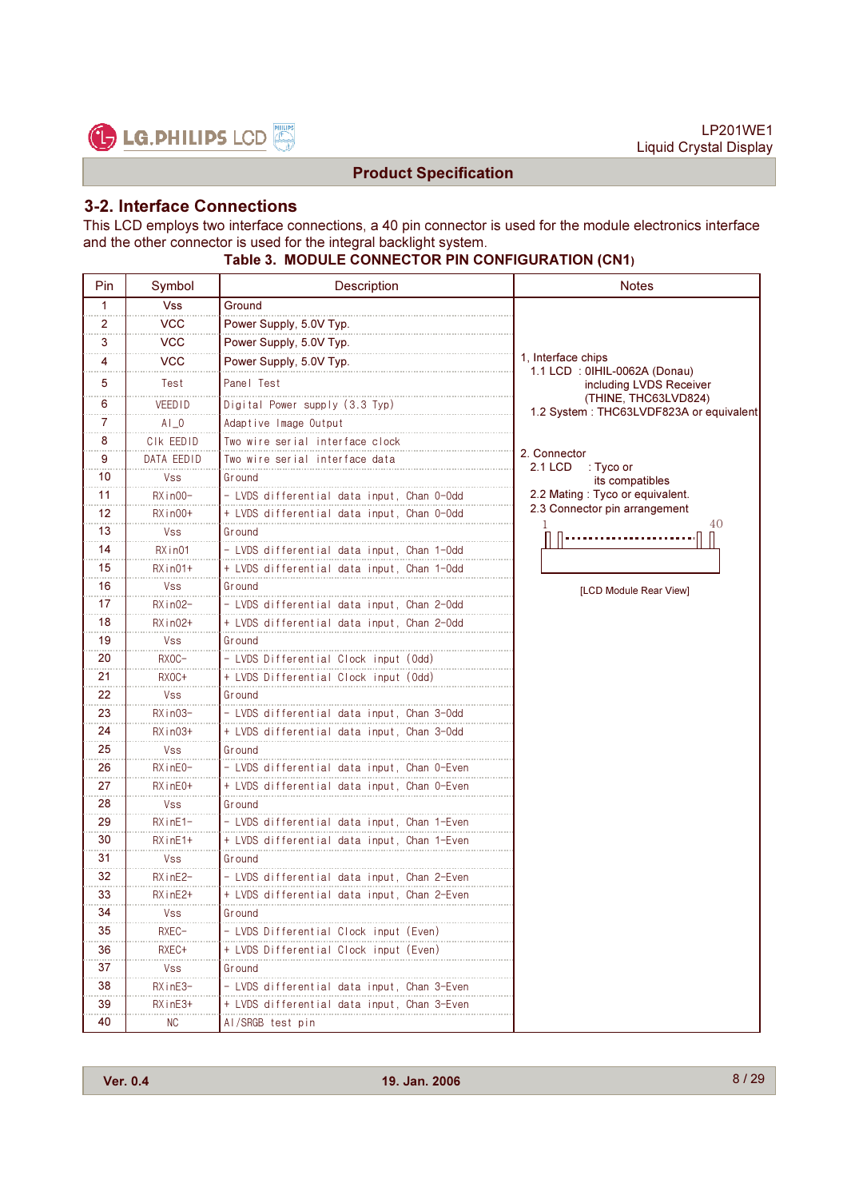## 3-2. Interface Connections

This LCD employs two interface connections, a 40 pin connector is used for the module electronics interface and the other connector is used for the integral backlight system.

**Table 3. MODULE CONNECTOR PIN CONFIGURATION (CN1)**

| Pin | Symbol | Description | Notes |
|---|---|---|---|
| 1 | Vss | Ground | 1, Interface chips<br>1.1 LCD : 0IHIL-0062A (Donau) including LVDS Receiver (THINE, THC63LVD824)<br>1.2 System : THC63LVDF823A or equivalent<br><br>2. Connector<br>2.1 LCD : Tyco or its compatibles<br>2.2 Mating : Tyco or equivalent.<br>2.3 Connector pin arrangement<br>1 ... 40<br>[LCD Module Rear View] |
| 2 | VCC | Power Supply, 5.0V Typ. | |
| 3 | VCC | Power Supply, 5.0V Typ. | |
| 4 | VCC | Power Supply, 5.0V Typ. | |
| 5 | Test | Panel Test | |
| 6 | VEEDID | Digital Power supply (3.3 Typ) | |
| 7 | AI_0 | Adaptive Image Output | |
| 8 | Clk EEDID | Two wire serial interface clock | |
| 9 | DATA EEDID | Two wire serial interface data | |
| 10 | Vss | Ground | |
| 11 | RXin00- | - LVDS differential data input, Chan 0-Odd | |
| 12 | RXin00+ | + LVDS differential data input, Chan 0-Odd | |
| 13 | Vss | Ground | |
| 14 | RXin01 | - LVDS differential data input, Chan 1-Odd | |
| 15 | RXin01+ | + LVDS differential data input, Chan 1-Odd | |
| 16 | Vss | Ground | |
| 17 | RXin02- | - LVDS differential data input, Chan 2-Odd | |
| 18 | RXin02+ | + LVDS differential data input, Chan 2-Odd | |
| 19 | Vss | Ground | |
| 20 | RXOC- | - LVDS Differential Clock input (Odd) | |
| 21 | RXOC+ | + LVDS Differential Clock input (Odd) | |
| 22 | Vss | Ground | |
| 23 | RXin03- | - LVDS differential data input, Chan 3-Odd | |
| 24 | RXin03+ | + LVDS differential data input, Chan 3-Odd | |
| 25 | Vss | Ground | |
| 26 | RXinE0- | - LVDS differential data input, Chan 0-Even | |
| 27 | RXinE0+ | + LVDS differential data input, Chan 0-Even | |
| 28 | Vss | Ground | |
| 29 | RXinE1- | - LVDS differential data input, Chan 1-Even | |
| 30 | RXinE1+ | + LVDS differential data input, Chan 1-Even | |
| 31 | Vss | Ground | |
| 32 | RXinE2- | - LVDS differential data input, Chan 2-Even | |
| 33 | RXinE2+ | + LVDS differential data input, Chan 2-Even | |
| 34 | Vss | Ground | |
| 35 | RXEC- | - LVDS Differential Clock input (Even) | |
| 36 | RXEC+ | + LVDS Differential Clock input (Even) | |
| 37 | Vss | Ground | |
| 38 | RXinE3- | - LVDS differential data input, Chan 3-Even | |
| 39 | RXinE3+ | + LVDS differential data input, Chan 3-Even | |
| 40 | NC | AI/SRGB test pin | |

Ver. 0.4 19. Jan. 2006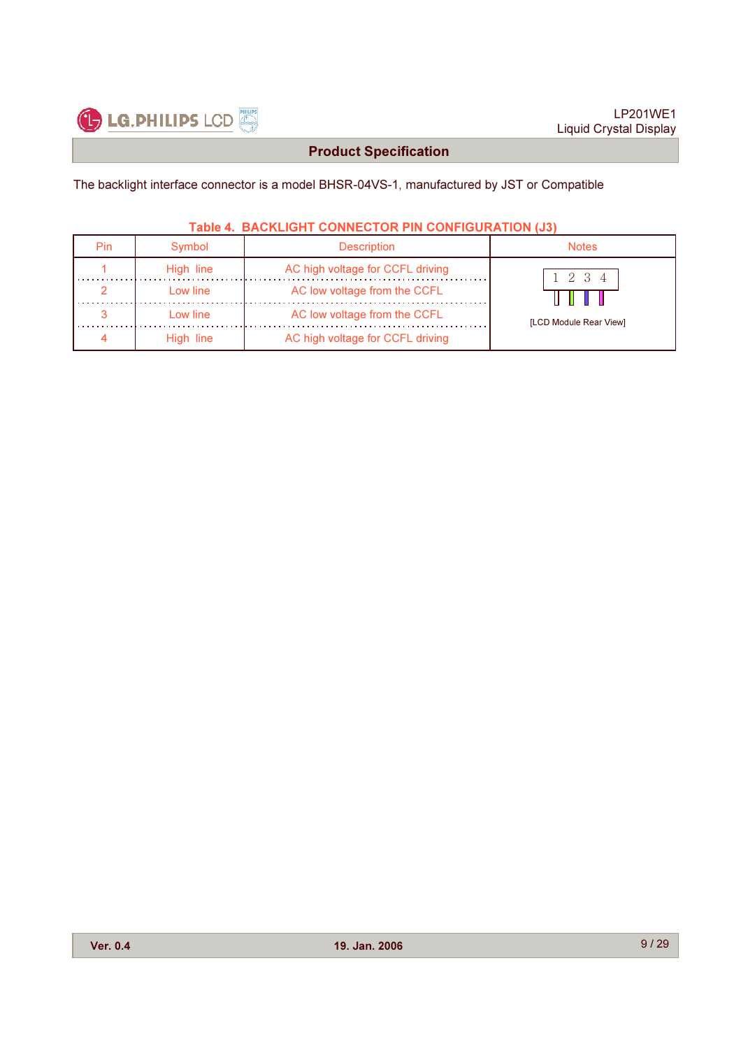The backlight interface connector is a model BHSR-04VS-1, manufactured by JST or Compatible

**Table 4. BACKLIGHT CONNECTOR PIN CONFIGURATION (J3)**

| Pin | Symbol | Description | Notes |
|---|---|---|---|
| 1 | High line | AC high voltage for CCFL driving | 1 2 3 4 [LCD Module Rear View] |
| 2 | Low line | AC low voltage from the CCFL | |
| 3 | Low line | AC low voltage from the CCFL | |
| 4 | High line | AC high voltage for CCFL driving | |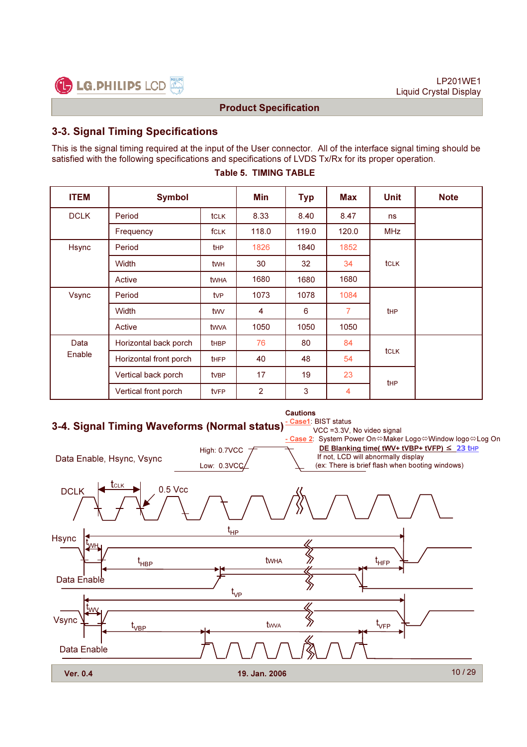## 3-3. Signal Timing Specifications

This is the signal timing required at the input of the User connector. All of the interface signal timing should be satisfied with the following specifications and specifications of LVDS Tx/Rx for its proper operation.

**Table 5. TIMING TABLE**

| ITEM | Symbol | | Min | Typ | Max | Unit | Note |
|---|---|---|---|---|---|---|---|
| DCLK | Period | tCLK | 8.33 | 8.40 | 8.47 | ns | |
| | Frequency | fCLK | 118.0 | 119.0 | 120.0 | MHz | |
| Hsync | Period | tHP | 1826 | 1840 | 1852 | tCLK | |
| | Width | tWH | 30 | 32 | 34 | | |
| | Active | tWHA | 1680 | 1680 | 1680 | | |
| Vsync | Period | tVP | 1073 | 1078 | 1084 | tHP | |
| | Width | tWV | 4 | 6 | 7 | | |
| | Active | tWVA | 1050 | 1050 | 1050 | | |
| Data Enable | Horizontal back porch | tHBP | 76 | 80 | 84 | tCLK | |
| | Horizontal front porch | tHFP | 40 | 48 | 54 | | |
| | Vertical back porch | tVBP | 17 | 19 | 23 | tHP | |
| | Vertical front porch | tVFP | 2 | 3 | 4 | | |

## 3-4. Signal Timing Waveforms (Normal status)

**Cautions**
- Case1: BIST status
  VCC =3.3V, No video signal
- Case 2: System Power On⇔Maker Logo⇔Window logo⇔Log On
  **DE Blanking time( tWV+ tVBP+ tVFP) ≤ 23 tHP**
  If not, LCD will abnormally display
  (ex: There is brief flash when booting windows)

Data Enable, Hsync, Vsync — High: 0.7VCC, Low: 0.3VCC

DCLK — $t_{CLK}$, 0.5 Vcc

Hsync — $t_{HP}$, $t_{WH}$, $t_{HBP}$, tWHA, $t_{HFP}$, Data Enable

Vsync — $t_{VP}$, $t_{WV}$, $t_{VBP}$, tWVA, $t_{VFP}$, Data Enable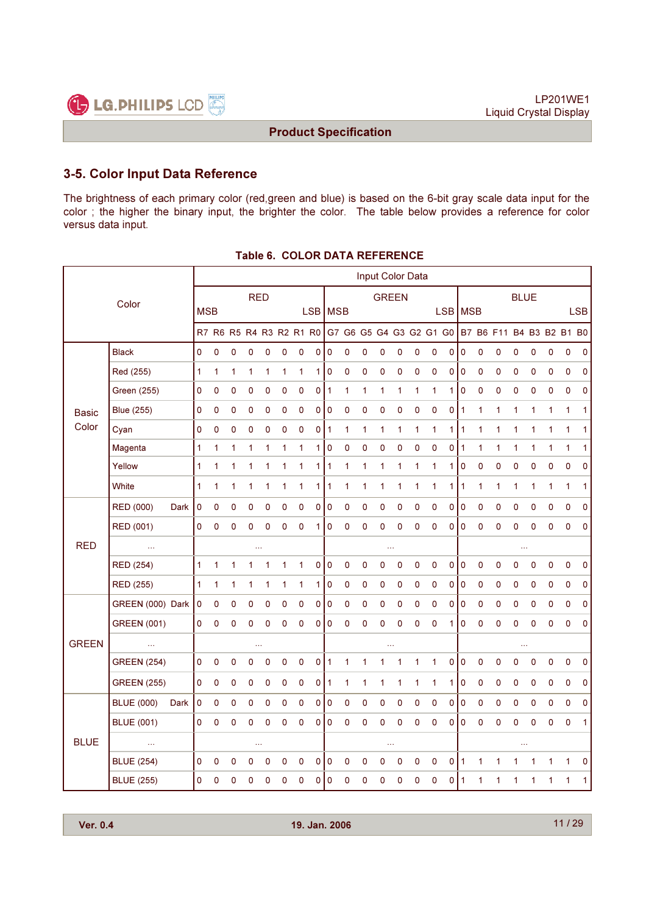## 3-5. Color Input Data Reference

The brightness of each primary color (red,green and blue) is based on the 6-bit gray scale data input for the color ; the higher the binary input, the brighter the color. The table below provides a reference for color versus data input.

**Table 6. COLOR DATA REFERENCE**

| Color | | Input Color Data | | | | | | | | | | | | | | | | | | | | | | | |
|---|---|---|---|---|---|---|---|---|---|---|---|---|---|---|---|---|---|---|---|---|---|---|---|---|---|
| | | RED | | | | | | | | GREEN | | | | | | | | BLUE | | | | | | | |
| | | MSB | | | | | | | LSB | MSB | | | | | | | LSB | MSB | | | | | | | LSB |
| | | R7 | R6 | R5 | R4 | R3 | R2 | R1 | R0 | G7 | G6 | G5 | G4 | G3 | G2 | G1 | G0 | B7 | B6 | F11 | B4 | B3 | B2 | B1 | B0 |
| Basic Color | Black | 0 | 0 | 0 | 0 | 0 | 0 | 0 | 0 | 0 | 0 | 0 | 0 | 0 | 0 | 0 | 0 | 0 | 0 | 0 | 0 | 0 | 0 | 0 | 0 |
| | Red (255) | 1 | 1 | 1 | 1 | 1 | 1 | 1 | 1 | 0 | 0 | 0 | 0 | 0 | 0 | 0 | 0 | 0 | 0 | 0 | 0 | 0 | 0 | 0 | 0 |
| | Green (255) | 0 | 0 | 0 | 0 | 0 | 0 | 0 | 0 | 1 | 1 | 1 | 1 | 1 | 1 | 1 | 1 | 0 | 0 | 0 | 0 | 0 | 0 | 0 | 0 |
| | Blue (255) | 0 | 0 | 0 | 0 | 0 | 0 | 0 | 0 | 0 | 0 | 0 | 0 | 0 | 0 | 0 | 0 | 1 | 1 | 1 | 1 | 1 | 1 | 1 | 1 |
| | Cyan | 0 | 0 | 0 | 0 | 0 | 0 | 0 | 0 | 1 | 1 | 1 | 1 | 1 | 1 | 1 | 1 | 1 | 1 | 1 | 1 | 1 | 1 | 1 | 1 |
| | Magenta | 1 | 1 | 1 | 1 | 1 | 1 | 1 | 1 | 0 | 0 | 0 | 0 | 0 | 0 | 0 | 0 | 1 | 1 | 1 | 1 | 1 | 1 | 1 | 1 |
| | Yellow | 1 | 1 | 1 | 1 | 1 | 1 | 1 | 1 | 1 | 1 | 1 | 1 | 1 | 1 | 1 | 1 | 0 | 0 | 0 | 0 | 0 | 0 | 0 | 0 |
| | White | 1 | 1 | 1 | 1 | 1 | 1 | 1 | 1 | 1 | 1 | 1 | 1 | 1 | 1 | 1 | 1 | 1 | 1 | 1 | 1 | 1 | 1 | 1 | 1 |
| RED | RED (000) Dark | 0 | 0 | 0 | 0 | 0 | 0 | 0 | 0 | 0 | 0 | 0 | 0 | 0 | 0 | 0 | 0 | 0 | 0 | 0 | 0 | 0 | 0 | 0 | 0 |
| | RED (001) | 0 | 0 | 0 | 0 | 0 | 0 | 0 | 1 | 0 | 0 | 0 | 0 | 0 | 0 | 0 | 0 | 0 | 0 | 0 | 0 | 0 | 0 | 0 | 0 |
| | ... | ... | | | | | | | | ... | | | | | | | | ... | | | | | | | |
| | RED (254) | 1 | 1 | 1 | 1 | 1 | 1 | 1 | 0 | 0 | 0 | 0 | 0 | 0 | 0 | 0 | 0 | 0 | 0 | 0 | 0 | 0 | 0 | 0 | 0 |
| | RED (255) | 1 | 1 | 1 | 1 | 1 | 1 | 1 | 1 | 0 | 0 | 0 | 0 | 0 | 0 | 0 | 0 | 0 | 0 | 0 | 0 | 0 | 0 | 0 | 0 |
| GREEN | GREEN (000) Dark | 0 | 0 | 0 | 0 | 0 | 0 | 0 | 0 | 0 | 0 | 0 | 0 | 0 | 0 | 0 | 0 | 0 | 0 | 0 | 0 | 0 | 0 | 0 | 0 |
| | GREEN (001) | 0 | 0 | 0 | 0 | 0 | 0 | 0 | 0 | 0 | 0 | 0 | 0 | 0 | 0 | 0 | 1 | 0 | 0 | 0 | 0 | 0 | 0 | 0 | 0 |
| | ... | ... | | | | | | | | ... | | | | | | | | ... | | | | | | | |
| | GREEN (254) | 0 | 0 | 0 | 0 | 0 | 0 | 0 | 0 | 1 | 1 | 1 | 1 | 1 | 1 | 1 | 0 | 0 | 0 | 0 | 0 | 0 | 0 | 0 | 0 |
| | GREEN (255) | 0 | 0 | 0 | 0 | 0 | 0 | 0 | 0 | 1 | 1 | 1 | 1 | 1 | 1 | 1 | 1 | 0 | 0 | 0 | 0 | 0 | 0 | 0 | 0 |
| BLUE | BLUE (000) Dark | 0 | 0 | 0 | 0 | 0 | 0 | 0 | 0 | 0 | 0 | 0 | 0 | 0 | 0 | 0 | 0 | 0 | 0 | 0 | 0 | 0 | 0 | 0 | 0 |
| | BLUE (001) | 0 | 0 | 0 | 0 | 0 | 0 | 0 | 0 | 0 | 0 | 0 | 0 | 0 | 0 | 0 | 0 | 0 | 0 | 0 | 0 | 0 | 0 | 0 | 1 |
| | ... | ... | | | | | | | | ... | | | | | | | | ... | | | | | | | |
| | BLUE (254) | 0 | 0 | 0 | 0 | 0 | 0 | 0 | 0 | 0 | 0 | 0 | 0 | 0 | 0 | 0 | 0 | 1 | 1 | 1 | 1 | 1 | 1 | 1 | 0 |
| | BLUE (255) | 0 | 0 | 0 | 0 | 0 | 0 | 0 | 0 | 0 | 0 | 0 | 0 | 0 | 0 | 0 | 0 | 1 | 1 | 1 | 1 | 1 | 1 | 1 | 1 |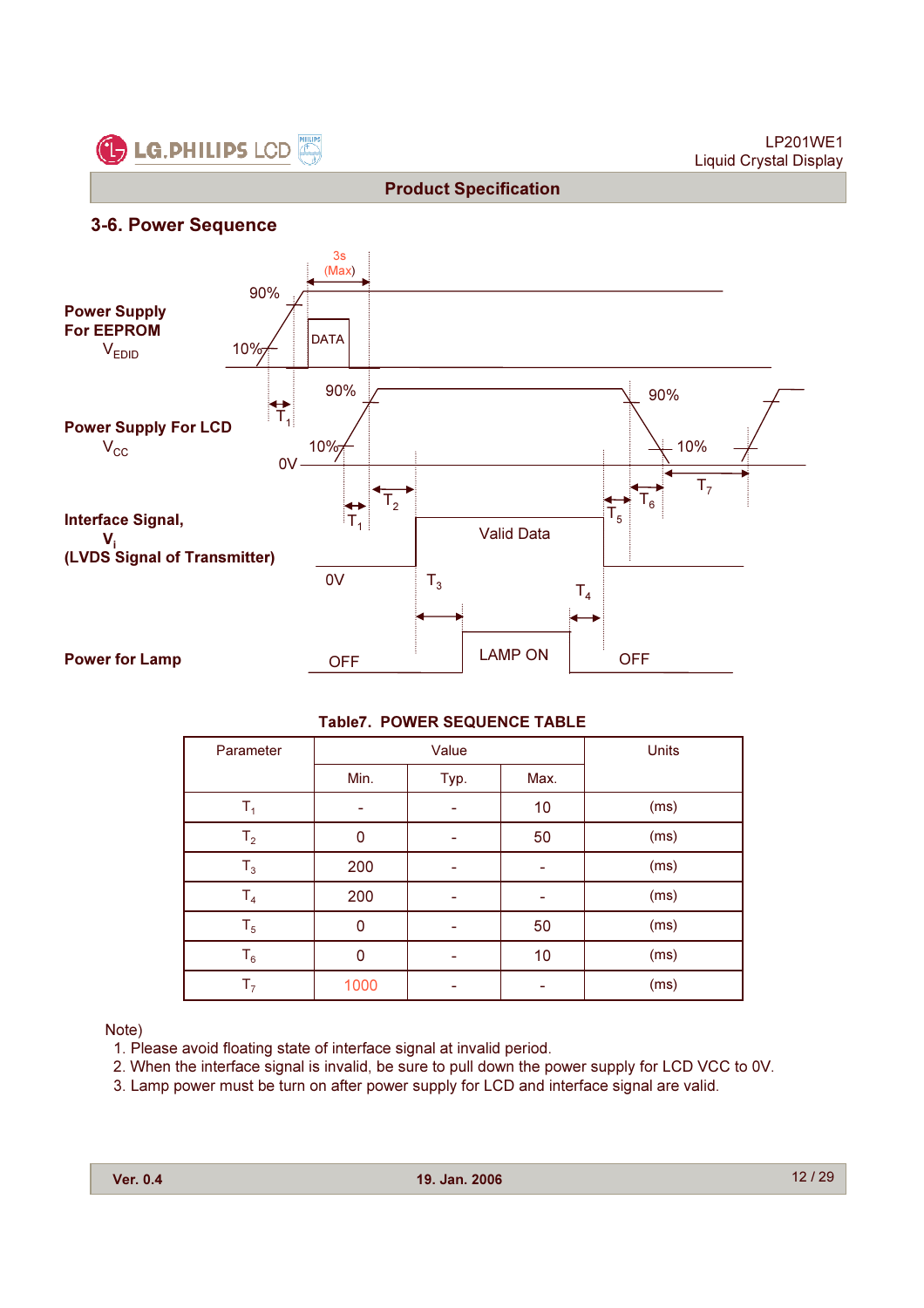## 3-6. Power Sequence

Power Supply For EEPROM $V_{EDID}$

Power Supply For LCD $V_{CC}$

Interface Signal, $V_i$ (LVDS Signal of Transmitter)

Power for Lamp

3s (Max)

90% | 10% | DATA | 90% | 10% | 0V | $T_1$ | $T_2$ | Valid Data | 0V | $T_3$ | LAMP ON | OFF | $T_4$ | $T_5$ | $T_6$ | $T_7$ | 90% | 10% | OFF

**Table7. POWER SEQUENCE TABLE**

| Parameter | Value | | | Units |
|---|---|---|---|---|
| | Min. | Typ. | Max. | |
| $T_1$ | - | - | 10 | (ms) |
| $T_2$ | 0 | - | 50 | (ms) |
| $T_3$ | 200 | - | - | (ms) |
| $T_4$ | 200 | - | - | (ms) |
| $T_5$ | 0 | - | 50 | (ms) |
| $T_6$ | 0 | - | 10 | (ms) |
| $T_7$ | 1000 | - | - | (ms) |

Note)
1. Please avoid floating state of interface signal at invalid period.
2. When the interface signal is invalid, be sure to pull down the power supply for LCD VCC to 0V.
3. Lamp power must be turn on after power supply for LCD and interface signal are valid.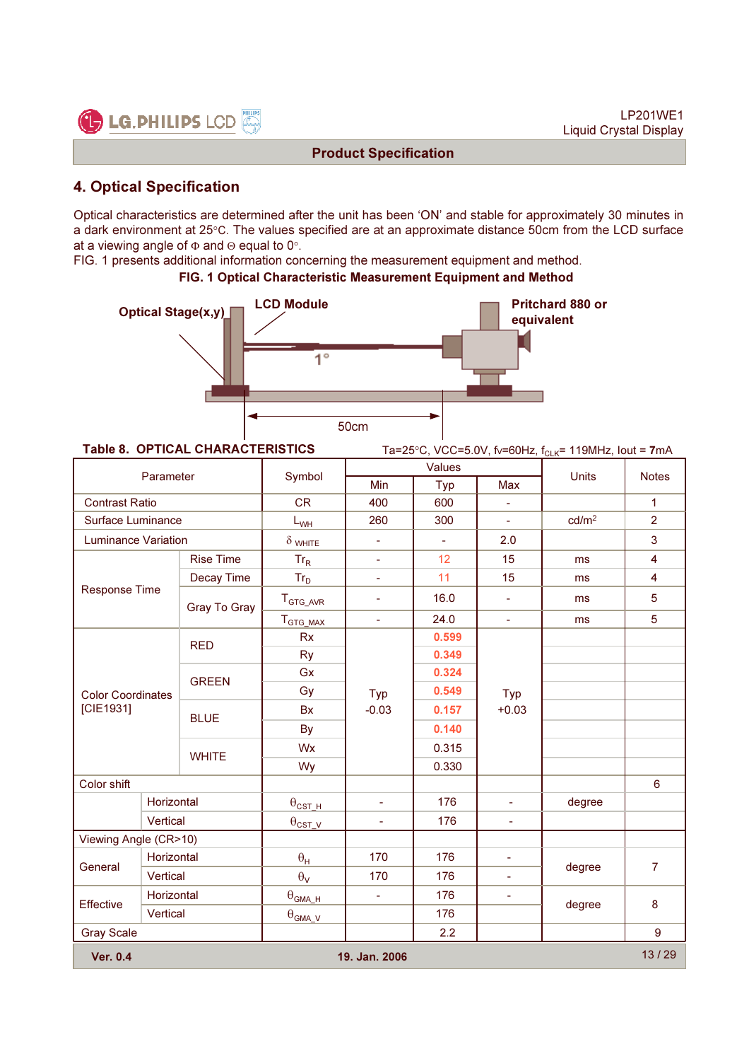## 4. Optical Specification

Optical characteristics are determined after the unit has been 'ON' and stable for approximately 30 minutes in a dark environment at 25°C. The values specified are at an approximate distance 50cm from the LCD surface at a viewing angle of Φ and Θ equal to 0°.

FIG. 1 presents additional information concerning the measurement equipment and method.

**FIG. 1 Optical Characteristic Measurement Equipment and Method**

Optical Stage(x,y) — LCD Module — 1° — Pritchard 880 or equivalent — 50cm

**Table 8. OPTICAL CHARACTERISTICS**

Ta=25°C, VCC=5.0V, fv=60Hz, $f_{CLK}$= 119MHz, Iout = 7mA

| Parameter | | Symbol | Values | | | Units | Notes |
|---|---|---|---|---|---|---|---|
| | | | Min | Typ | Max | | |
| Contrast Ratio | | CR | 400 | 600 | - | | 1 |
| Surface Luminance | | $L_{WH}$ | 260 | 300 | - | cd/m² | 2 |
| Luminance Variation | | $\delta_{WHITE}$ | - | - | 2.0 | | 3 |
| Response Time | Rise Time | $Tr_R$ | - | 12 | 15 | ms | 4 |
| | Decay Time | $Tr_D$ | - | 11 | 15 | ms | 4 |
| | Gray To Gray | $T_{GTG\_AVR}$ | - | 16.0 | - | ms | 5 |
| | | $T_{GTG\_MAX}$ | - | 24.0 | - | ms | 5 |
| Color Coordinates [CIE1931] | RED | Rx | Typ -0.03 | 0.599 | Typ +0.03 | | |
| | | Ry | | 0.349 | | | |
| | GREEN | Gx | | 0.324 | | | |
| | | Gy | | 0.549 | | | |
| | BLUE | Bx | | 0.157 | | | |
| | | By | | 0.140 | | | |
| | WHITE | Wx | | 0.315 | | | |
| | | Wy | | 0.330 | | | |
| Color shift | | | | | | | 6 |
| | Horizontal | $\theta_{CST\_H}$ | - | 176 | - | degree | |
| | Vertical | $\theta_{CST\_V}$ | - | 176 | - | | |
| Viewing Angle (CR>10) | | | | | | | |
| General | Horizontal | $\theta_H$ | 170 | 176 | - | degree | 7 |
| | Vertical | $\theta_V$ | 170 | 176 | - | | |
| Effective | Horizontal | $\theta_{GMA\_H}$ | - | 176 | - | degree | 8 |
| | Vertical | $\theta_{GMA\_V}$ | | 176 | | | |
| Gray Scale | | | | 2.2 | | | 9 |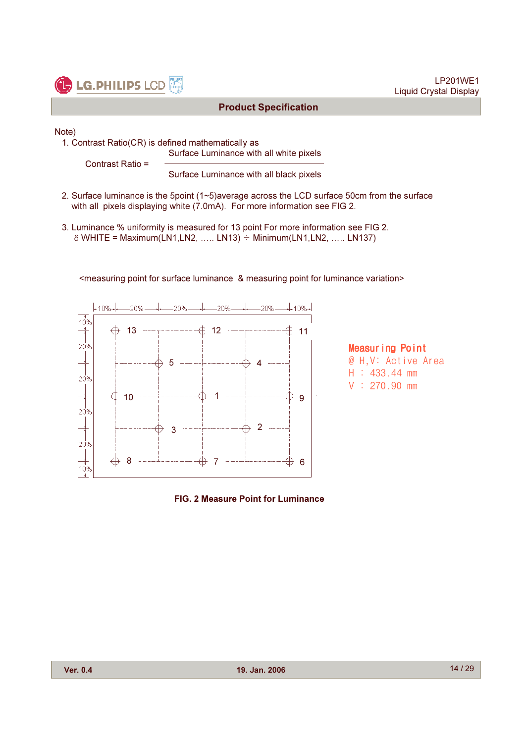## Product Specification

Note)

1. Contrast Ratio(CR) is defined mathematically as

$$\text{Contrast Ratio} = \frac{\text{Surface Luminance with all white pixels}}{\text{Surface Luminance with all black pixels}}$$

2. Surface luminance is the 5point (1~5)average across the LCD surface 50cm from the surface with all pixels displaying white (7.0mA). For more information see FIG 2.

3. Luminance % uniformity is measured for 13 point For more information see FIG 2.
   δ WHITE = Maximum(LN1,LN2, ….. LN13) ÷ Minimum(LN1,LN2, ….. LN137)

<measuring point for surface luminance & measuring point for luminance variation>

Horizontal divisions: 10% | 20% | 20% | 20% | 20% | 10%

Vertical divisions: 10% | 20% | 20% | 20% | 20% | 10%

Point layout:

| 13 | | 12 | | 11 |
|---|---|---|---|---|
| | 5 | | 4 | |
| 10 | | 1 | | 9 |
| | 3 | | 2 | |
| 8 | | 7 | | 6 |

**Measuring Point**
@ H,V: Active Area
H : 433.44 mm
V : 270.90 mm

**FIG. 2 Measure Point for Luminance**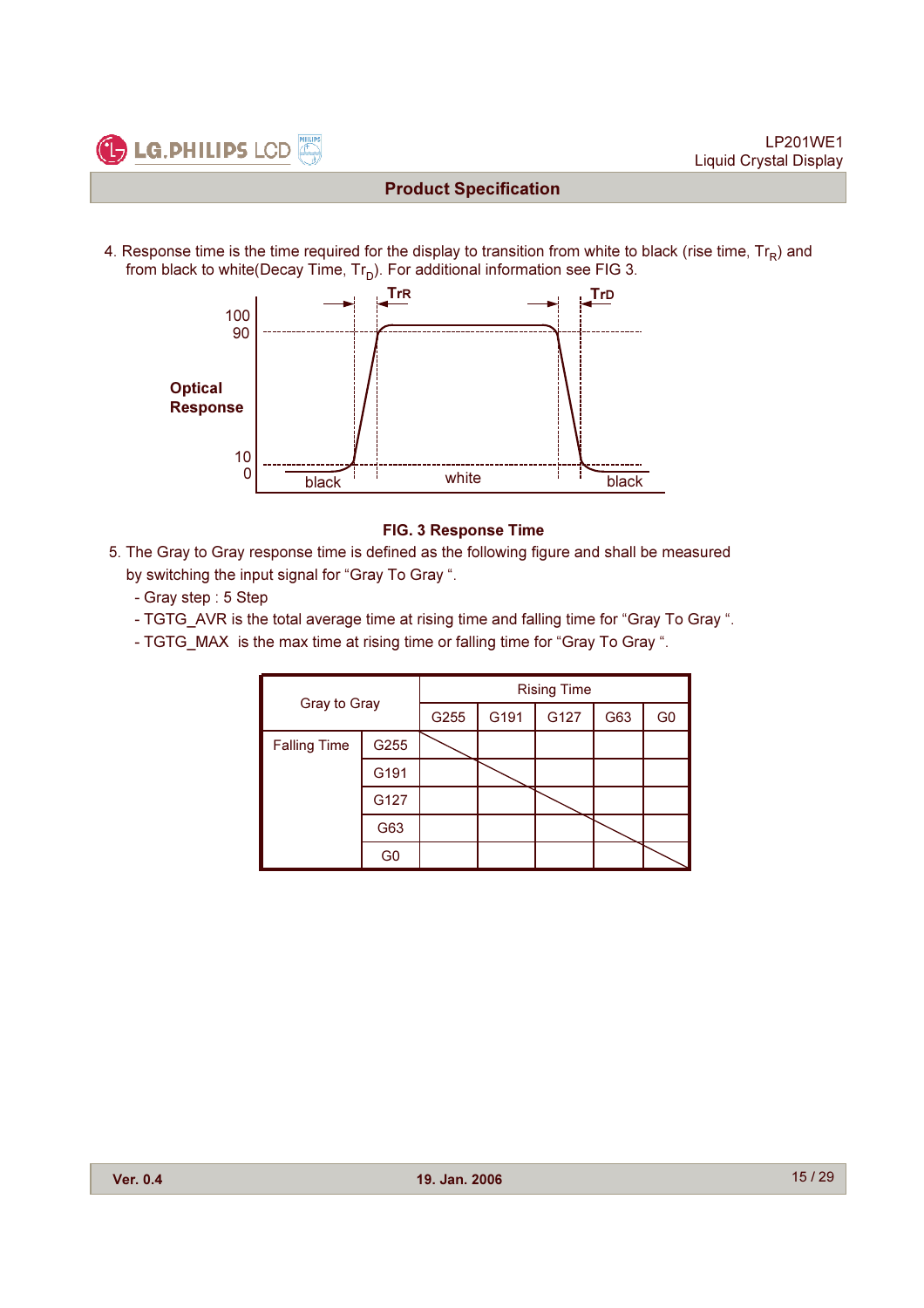4. Response time is the time required for the display to transition from white to black (rise time, $Tr_R$) and from black to white(Decay Time, $Tr_D$). For additional information see FIG 3.

**FIG. 3 Response Time**

5. The Gray to Gray response time is defined as the following figure and shall be measured by switching the input signal for "Gray To Gray ".
   - Gray step : 5 Step
   - TGTG_AVR is the total average time at rising time and falling time for "Gray To Gray ".
   - TGTG_MAX is the max time at rising time or falling time for "Gray To Gray ".

| Gray to Gray | | Rising Time | | | | |
|---|---|---|---|---|---|---|
| | | G255 | G191 | G127 | G63 | G0 |
| Falling Time | G255 | | | | | |
| | G191 | | | | | |
| | G127 | | | | | |
| | G63 | | | | | |
| | G0 | | | | | |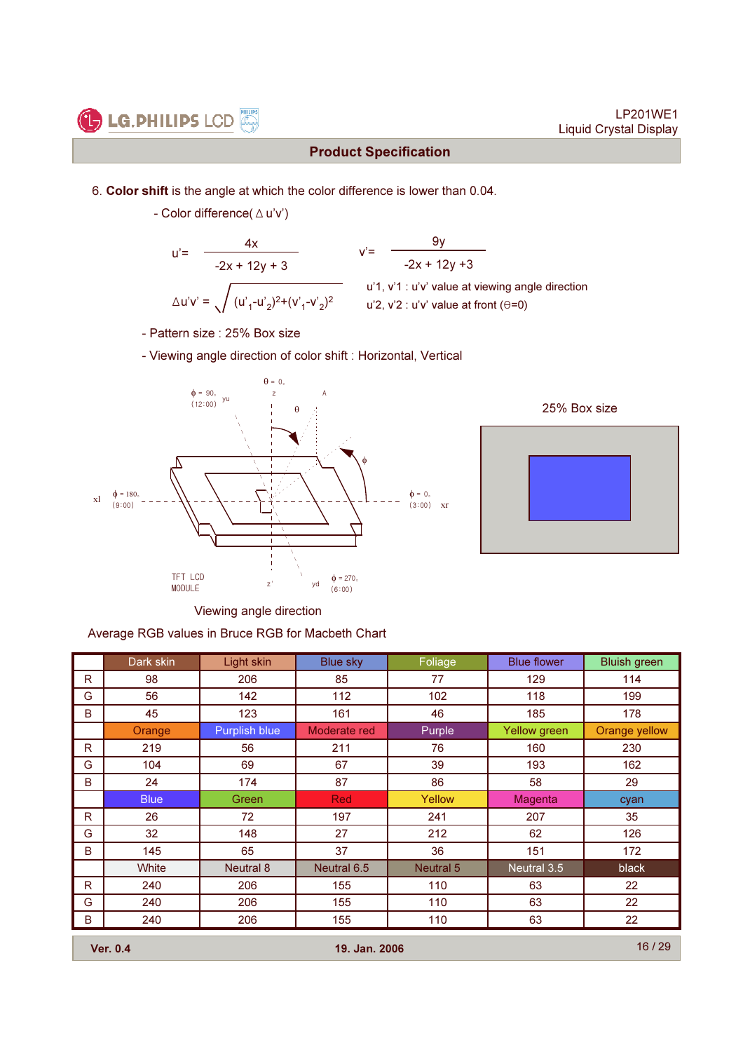6. **Color shift** is the angle at which the color difference is lower than 0.04.

- Color difference( $\Delta$ u'v')

$$u' = \frac{4x}{-2x + 12y + 3} \qquad v' = \frac{9y}{-2x + 12y + 3}$$

$$\Delta u'v' = \sqrt{(u'_1 - u'_2)^2 + (v'_1 - v'_2)^2}$$

u'1, v'1 : u'v' value at viewing angle direction
u'2, v'2 : u'v' value at front ($\Theta$=0)

- Pattern size : 25% Box size
- Viewing angle direction of color shift : Horizontal, Vertical

25% Box size

Viewing angle direction

Average RGB values in Bruce RGB for Macbeth Chart

| | Dark skin | Light skin | Blue sky | Foliage | Blue flower | Bluish green |
|---|---|---|---|---|---|---|
| R | 98 | 206 | 85 | 77 | 129 | 114 |
| G | 56 | 142 | 112 | 102 | 118 | 199 |
| B | 45 | 123 | 161 | 46 | 185 | 178 |
| | Orange | Purplish blue | Moderate red | Purple | Yellow green | Orange yellow |
| R | 219 | 56 | 211 | 76 | 160 | 230 |
| G | 104 | 69 | 67 | 39 | 193 | 162 |
| B | 24 | 174 | 87 | 86 | 58 | 29 |
| | Blue | Green | Red | Yellow | Magenta | cyan |
| R | 26 | 72 | 197 | 241 | 207 | 35 |
| G | 32 | 148 | 27 | 212 | 62 | 126 |
| B | 145 | 65 | 37 | 36 | 151 | 172 |
| | White | Neutral 8 | Neutral 6.5 | Neutral 5 | Neutral 3.5 | black |
| R | 240 | 206 | 155 | 110 | 63 | 22 |
| G | 240 | 206 | 155 | 110 | 63 | 22 |
| B | 240 | 206 | 155 | 110 | 63 | 22 |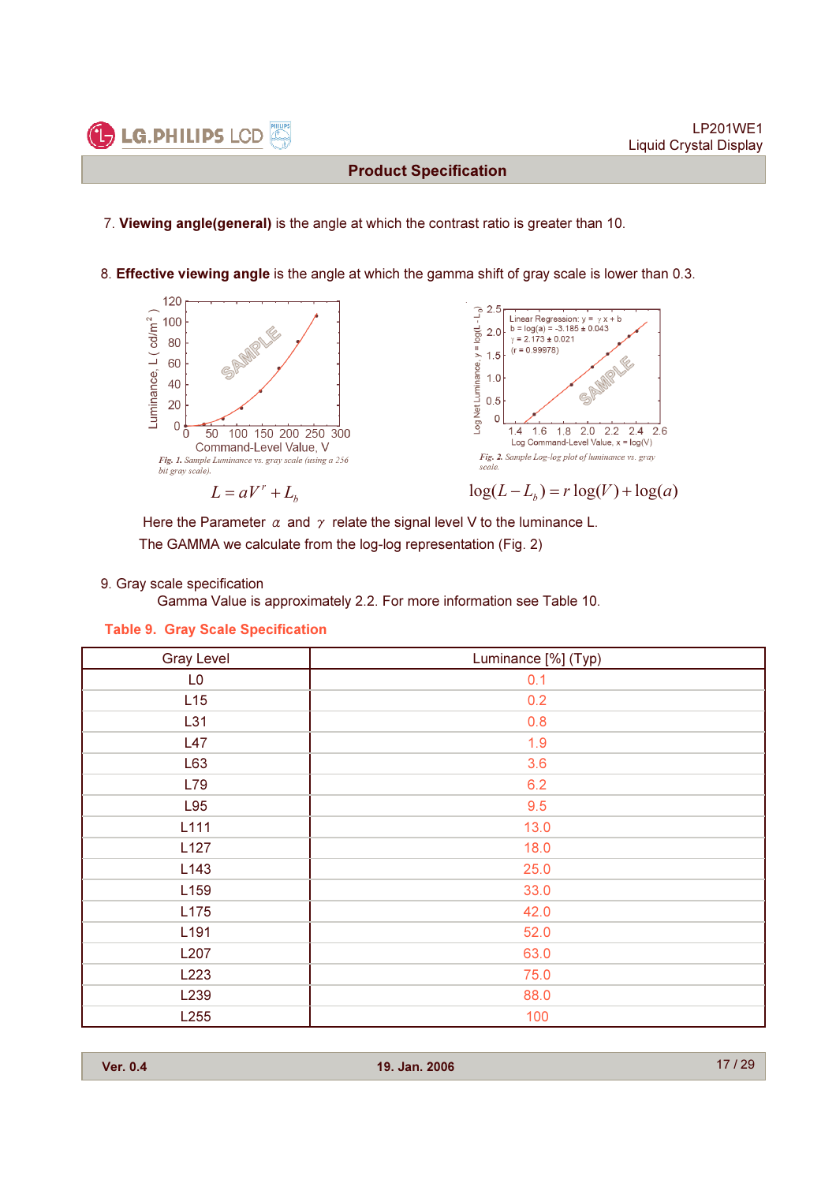7. **Viewing angle(general)** is the angle at which the contrast ratio is greater than 10.

8. **Effective viewing angle** is the angle at which the gamma shift of gray scale is lower than 0.3.

*Fig. 1. Sample Luminance vs. gray scale (using a 256 bit gray scale).*

$$L = aV^{r} + L_{b}$$

*Fig. 2. Sample Log-log plot of luminance vs. gray scale.*

$$\log(L - L_{b}) = r\log(V) + \log(a)$$

Here the Parameter $\alpha$ and $\gamma$ relate the signal level V to the luminance L.

The GAMMA we calculate from the log-log representation (Fig. 2)

9. Gray scale specification

Gamma Value is approximately 2.2. For more information see Table 10.

**Table 9. Gray Scale Specification**

| Gray Level | Luminance [%] (Typ) |
|---|---|
| L0 | 0.1 |
| L15 | 0.2 |
| L31 | 0.8 |
| L47 | 1.9 |
| L63 | 3.6 |
| L79 | 6.2 |
| L95 | 9.5 |
| L111 | 13.0 |
| L127 | 18.0 |
| L143 | 25.0 |
| L159 | 33.0 |
| L175 | 42.0 |
| L191 | 52.0 |
| L207 | 63.0 |
| L223 | 75.0 |
| L239 | 88.0 |
| L255 | 100 |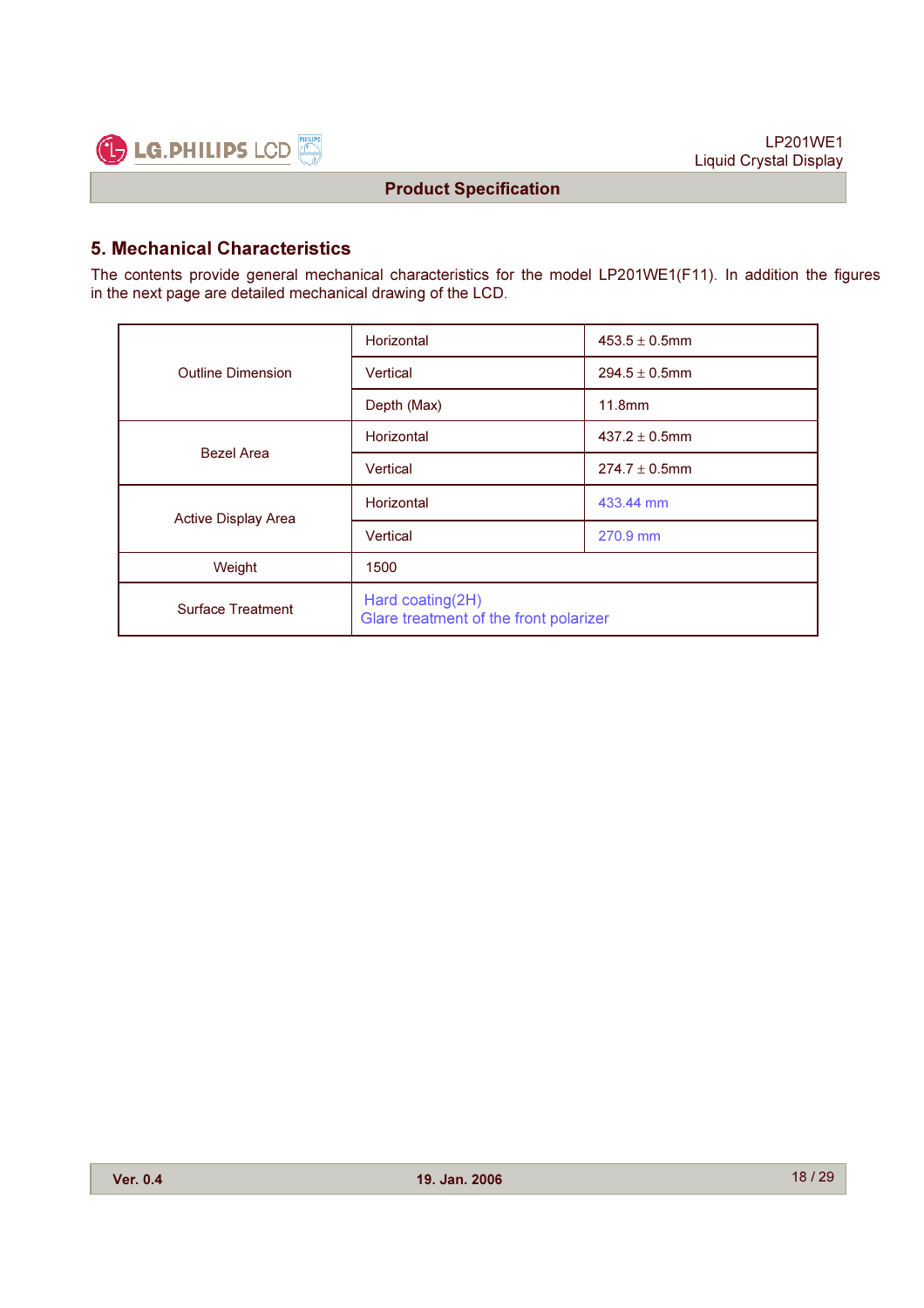## 5. Mechanical Characteristics

The contents provide general mechanical characteristics for the model LP201WE1(F11). In addition the figures in the next page are detailed mechanical drawing of the LCD.

| | | |
|---|---|---|
| Outline Dimension | Horizontal | 453.5 ± 0.5mm |
| | Vertical | 294.5 ± 0.5mm |
| | Depth (Max) | 11.8mm |
| Bezel Area | Horizontal | 437.2 ± 0.5mm |
| | Vertical | 274.7 ± 0.5mm |
| Active Display Area | Horizontal | 433.44 mm |
| | Vertical | 270.9 mm |
| Weight | 1500 | |
| Surface Treatment | Hard coating(2H)<br>Glare treatment of the front polarizer | |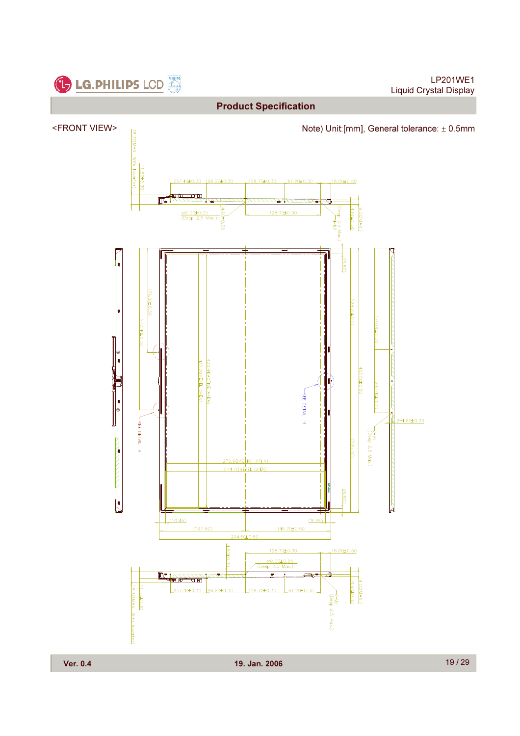# Product Specification

<FRONT VIEW>

Note) Unit:[mm], General tolerance: ± 0.5mm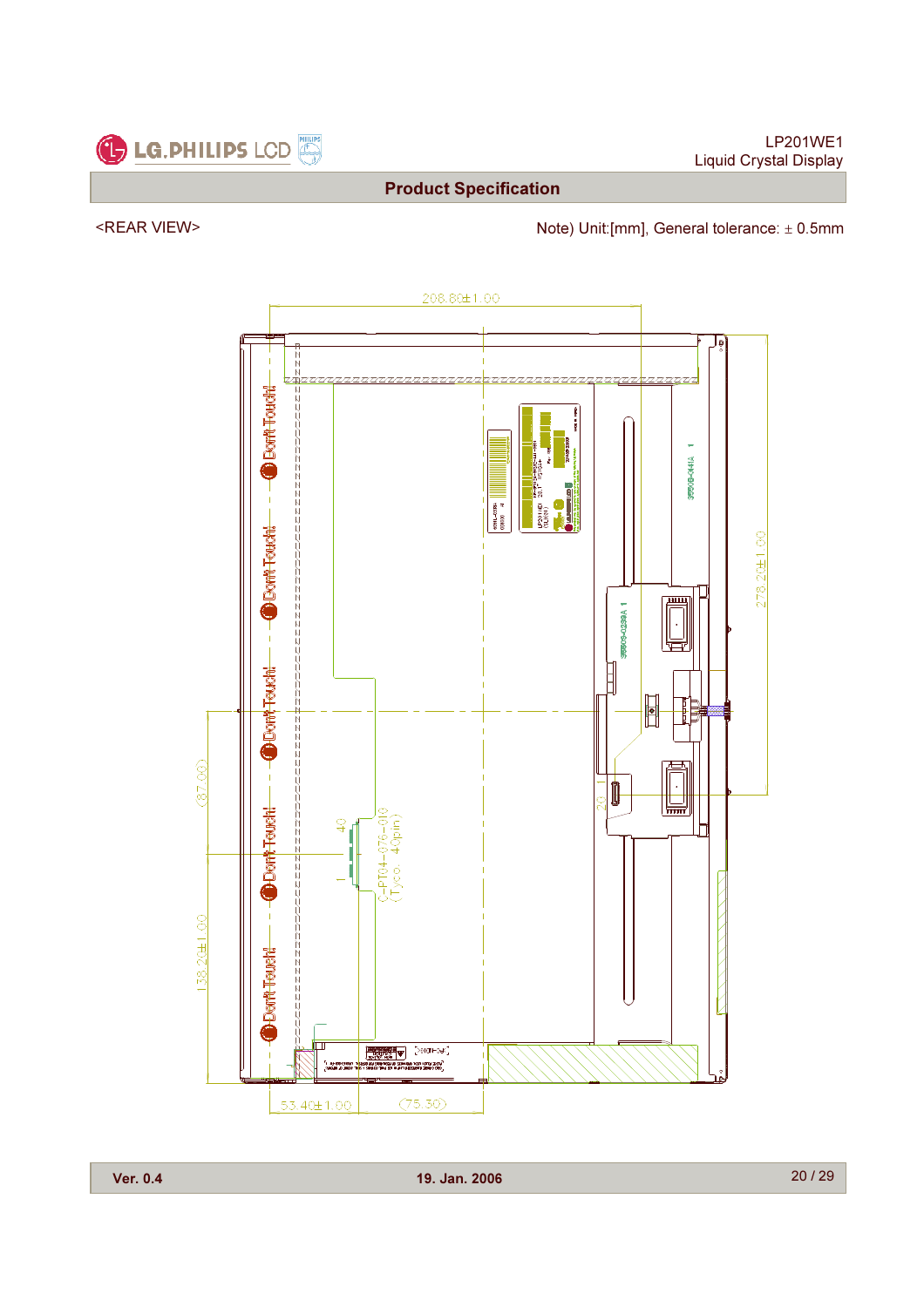## Product Specification

<REAR VIEW>

Note) Unit:[mm], General tolerance: ± 0.5mm

208.80±1.00

278.20±1.00

(87.00)

138.20±1.00

53.40±1.00

(75.30)

Don't Touch!

Don't Touch!

Don't Touch!

Don't Touch!

Don't Touch!

40

1

20

1

C-PT04-076-010 (Tyco, 40pin)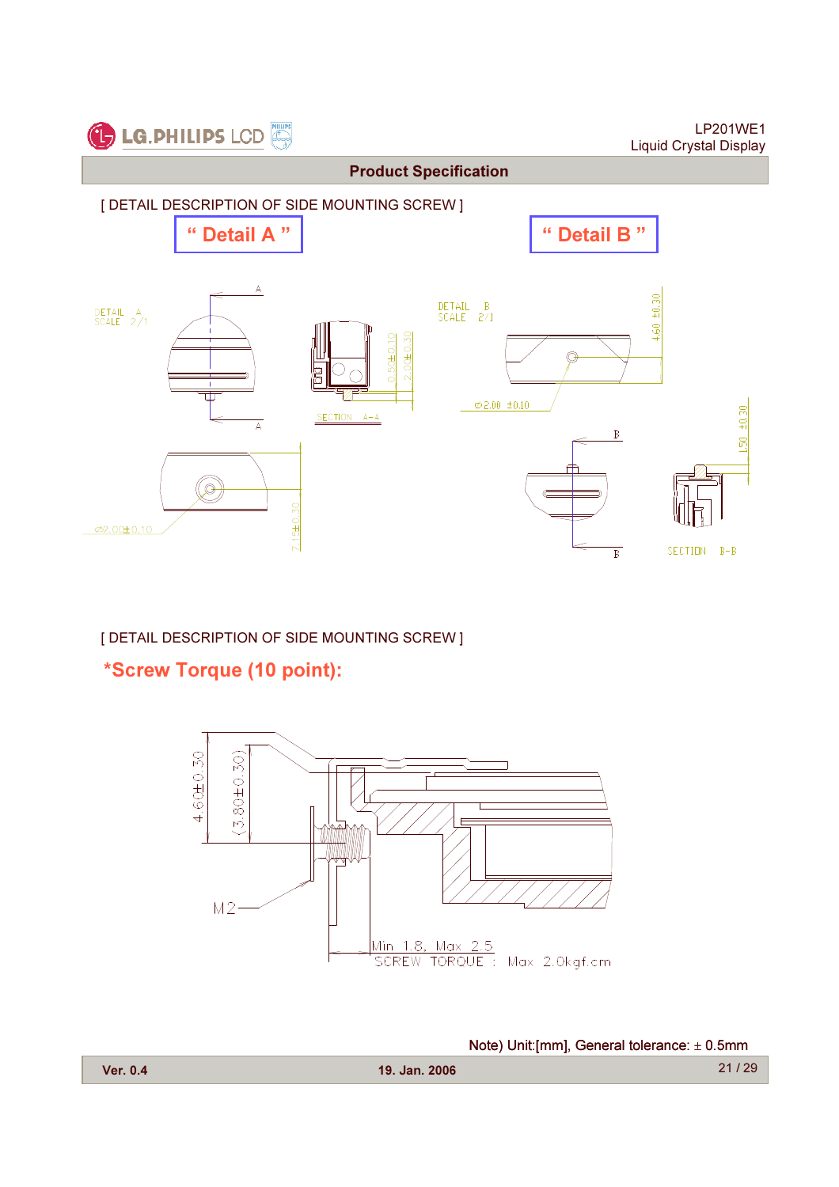[ DETAIL DESCRIPTION OF SIDE MOUNTING SCREW ]

**" Detail A "**

**" Detail B "**

DETAIL A
SCALE 2/1

SECTION A-A

0.50±0.10

2.00±0.30

⌀2.00±0.10

7.15±0.30

DETAIL B
SCALE 2/1

4.60 ±0.30

⌀2.00 ±0.10

1.50 ±0.30

SECTION B-B

[ DETAIL DESCRIPTION OF SIDE MOUNTING SCREW ]

**\*Screw Torque (10 point):**

4.60±0.30

(3.80±0.30)

M2

Min 1.8, Max 2.5

SCREW TORQUE : Max 2.0kgf.cm

Note) Unit:[mm], General tolerance: ± 0.5mm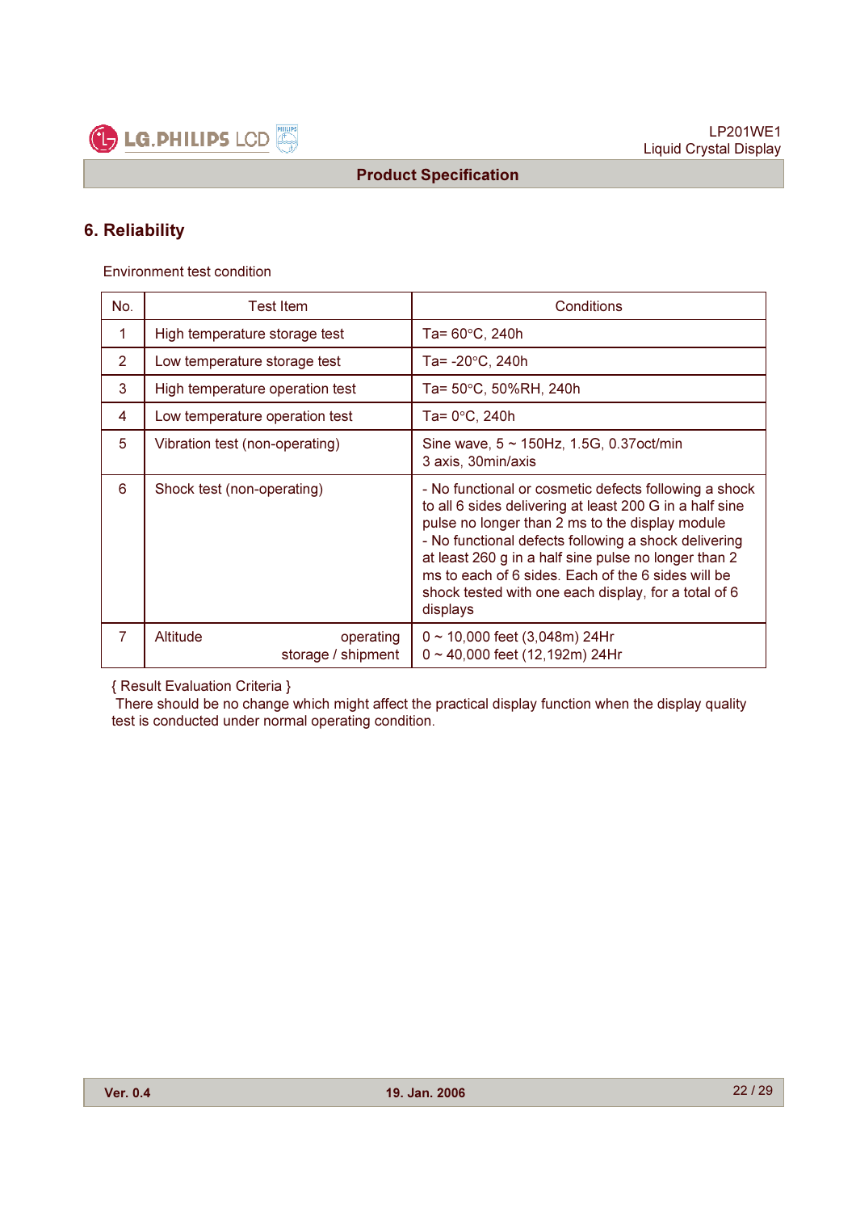## 6. Reliability

Environment test condition

| No. | Test Item | Conditions |
|---|---|---|
| 1 | High temperature storage test | Ta= 60°C, 240h |
| 2 | Low temperature storage test | Ta= -20°C, 240h |
| 3 | High temperature operation test | Ta= 50°C, 50%RH, 240h |
| 4 | Low temperature operation test | Ta= 0°C, 240h |
| 5 | Vibration test (non-operating) | Sine wave, 5 ~ 150Hz, 1.5G, 0.37oct/min<br>3 axis, 30min/axis |
| 6 | Shock test (non-operating) | - No functional or cosmetic defects following a shock to all 6 sides delivering at least 200 G in a half sine pulse no longer than 2 ms to the display module<br>- No functional defects following a shock delivering at least 260 g in a half sine pulse no longer than 2 ms to each of 6 sides. Each of the 6 sides will be shock tested with one each display, for a total of 6 displays |
| 7 | Altitude operating<br>storage / shipment | 0 ~ 10,000 feet (3,048m) 24Hr<br>0 ~ 40,000 feet (12,192m) 24Hr |

{ Result Evaluation Criteria }
There should be no change which might affect the practical display function when the display quality test is conducted under normal operating condition.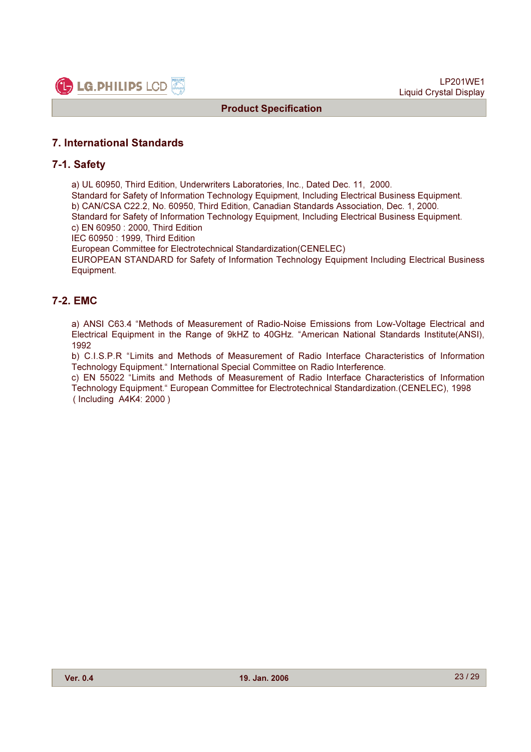# 7. International Standards

## 7-1. Safety

a) UL 60950, Third Edition, Underwriters Laboratories, Inc., Dated Dec. 11, 2000.
Standard for Safety of Information Technology Equipment, Including Electrical Business Equipment.
b) CAN/CSA C22.2, No. 60950, Third Edition, Canadian Standards Association, Dec. 1, 2000.
Standard for Safety of Information Technology Equipment, Including Electrical Business Equipment.
c) EN 60950 : 2000, Third Edition
IEC 60950 : 1999, Third Edition
European Committee for Electrotechnical Standardization(CENELEC)
EUROPEAN STANDARD for Safety of Information Technology Equipment Including Electrical Business Equipment.

## 7-2. EMC

a) ANSI C63.4 "Methods of Measurement of Radio-Noise Emissions from Low-Voltage Electrical and Electrical Equipment in the Range of 9kHZ to 40GHz. "American National Standards Institute(ANSI), 1992
b) C.I.S.P.R "Limits and Methods of Measurement of Radio Interface Characteristics of Information Technology Equipment." International Special Committee on Radio Interference.
c) EN 55022 "Limits and Methods of Measurement of Radio Interface Characteristics of Information Technology Equipment." European Committee for Electrotechnical Standardization.(CENELEC), 1998
( Including A4K4: 2000 )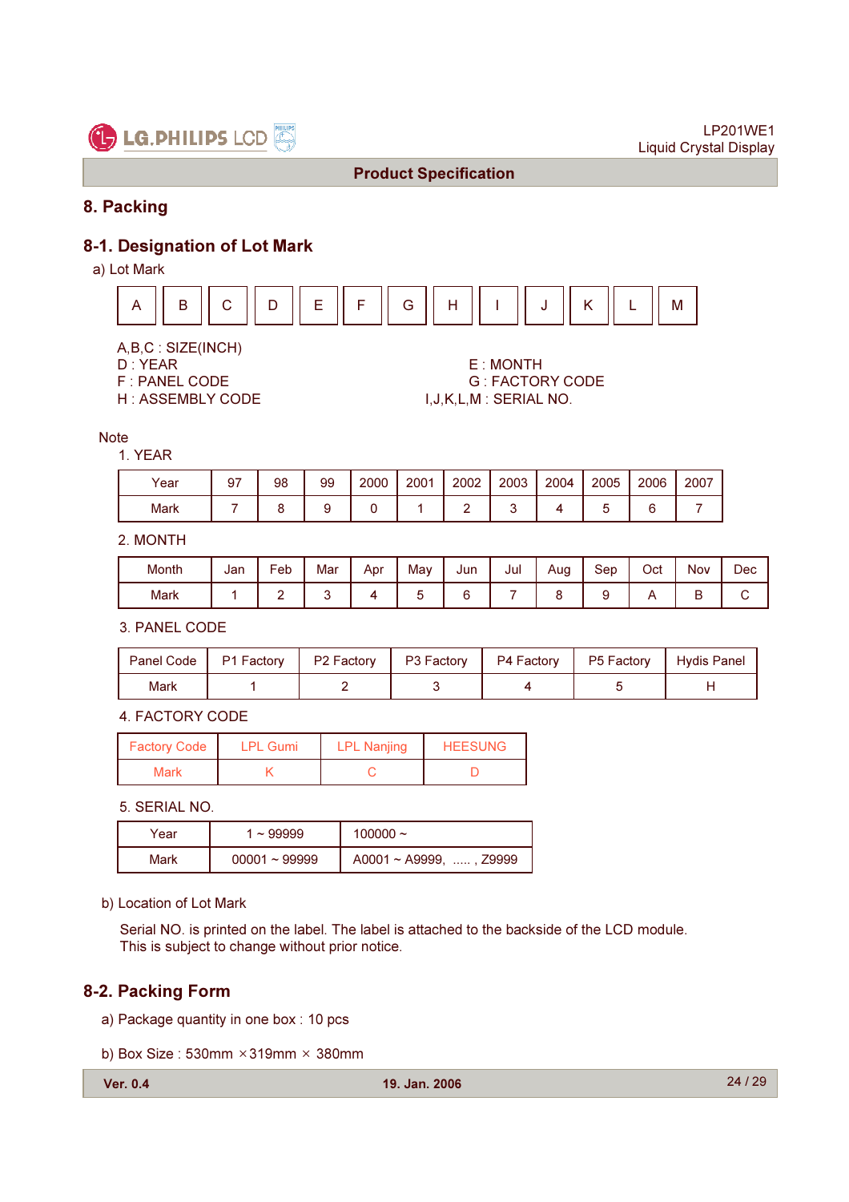## 8. Packing

### 8-1. Designation of Lot Mark

a) Lot Mark

| A | B | C | D | E | F | G | H | I | J | K | L | M |
|---|---|---|---|---|---|---|---|---|---|---|---|---|

A,B,C : SIZE(INCH)
D : YEAR
E : MONTH
F : PANEL CODE
G : FACTORY CODE
H : ASSEMBLY CODE
I,J,K,L,M : SERIAL NO.

Note

1. YEAR

| Year | 97 | 98 | 99 | 2000 | 2001 | 2002 | 2003 | 2004 | 2005 | 2006 | 2007 |
|---|---|---|---|---|---|---|---|---|---|---|---|
| Mark | 7 | 8 | 9 | 0 | 1 | 2 | 3 | 4 | 5 | 6 | 7 |

2. MONTH

| Month | Jan | Feb | Mar | Apr | May | Jun | Jul | Aug | Sep | Oct | Nov | Dec |
|---|---|---|---|---|---|---|---|---|---|---|---|---|
| Mark | 1 | 2 | 3 | 4 | 5 | 6 | 7 | 8 | 9 | A | B | C |

3. PANEL CODE

| Panel Code | P1 Factory | P2 Factory | P3 Factory | P4 Factory | P5 Factory | Hydis Panel |
|---|---|---|---|---|---|---|
| Mark | 1 | 2 | 3 | 4 | 5 | H |

4. FACTORY CODE

| Factory Code | LPL Gumi | LPL Nanjing | HEESUNG |
|---|---|---|---|
| Mark | K | C | D |

5. SERIAL NO.

| Year | 1 ~ 99999 | 100000 ~ |
|---|---|---|
| Mark | 00001 ~ 99999 | A0001 ~ A9999, ..... , Z9999 |

b) Location of Lot Mark

Serial NO. is printed on the label. The label is attached to the backside of the LCD module.
This is subject to change without prior notice.

### 8-2. Packing Form

a) Package quantity in one box : 10 pcs

b) Box Size : 530mm ×319mm × 380mm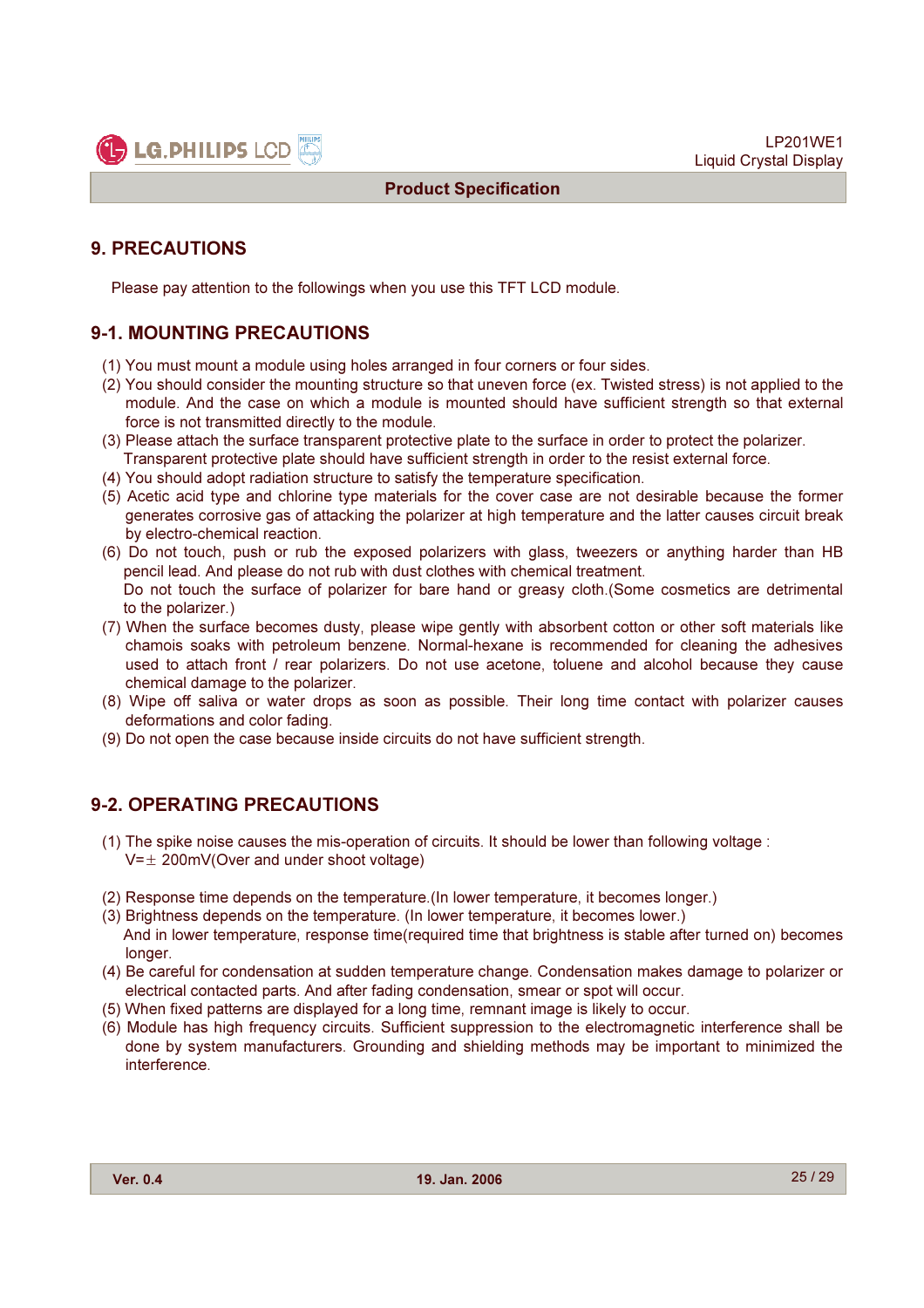# 9. PRECAUTIONS

Please pay attention to the followings when you use this TFT LCD module.

## 9-1. MOUNTING PRECAUTIONS

(1) You must mount a module using holes arranged in four corners or four sides.
(2) You should consider the mounting structure so that uneven force (ex. Twisted stress) is not applied to the module. And the case on which a module is mounted should have sufficient strength so that external force is not transmitted directly to the module.
(3) Please attach the surface transparent protective plate to the surface in order to protect the polarizer. Transparent protective plate should have sufficient strength in order to the resist external force.
(4) You should adopt radiation structure to satisfy the temperature specification.
(5) Acetic acid type and chlorine type materials for the cover case are not desirable because the former generates corrosive gas of attacking the polarizer at high temperature and the latter causes circuit break by electro-chemical reaction.
(6) Do not touch, push or rub the exposed polarizers with glass, tweezers or anything harder than HB pencil lead. And please do not rub with dust clothes with chemical treatment. Do not touch the surface of polarizer for bare hand or greasy cloth.(Some cosmetics are detrimental to the polarizer.)
(7) When the surface becomes dusty, please wipe gently with absorbent cotton or other soft materials like chamois soaks with petroleum benzene. Normal-hexane is recommended for cleaning the adhesives used to attach front / rear polarizers. Do not use acetone, toluene and alcohol because they cause chemical damage to the polarizer.
(8) Wipe off saliva or water drops as soon as possible. Their long time contact with polarizer causes deformations and color fading.
(9) Do not open the case because inside circuits do not have sufficient strength.

## 9-2. OPERATING PRECAUTIONS

(1) The spike noise causes the mis-operation of circuits. It should be lower than following voltage : V=± 200mV(Over and under shoot voltage)

(2) Response time depends on the temperature.(In lower temperature, it becomes longer.)
(3) Brightness depends on the temperature. (In lower temperature, it becomes lower.) And in lower temperature, response time(required time that brightness is stable after turned on) becomes longer.
(4) Be careful for condensation at sudden temperature change. Condensation makes damage to polarizer or electrical contacted parts. And after fading condensation, smear or spot will occur.
(5) When fixed patterns are displayed for a long time, remnant image is likely to occur.
(6) Module has high frequency circuits. Sufficient suppression to the electromagnetic interference shall be done by system manufacturers. Grounding and shielding methods may be important to minimized the interference.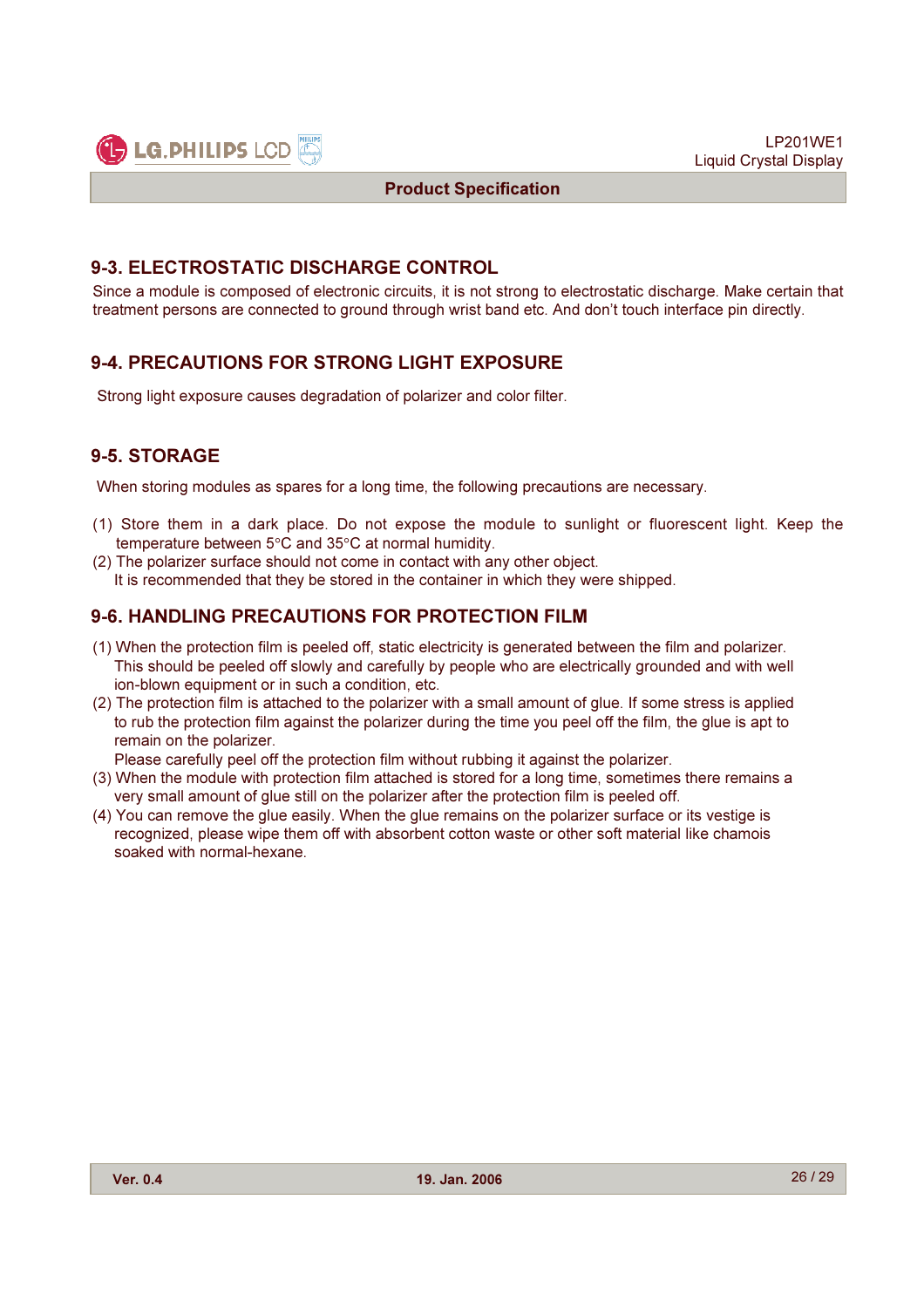## 9-3. ELECTROSTATIC DISCHARGE CONTROL

Since a module is composed of electronic circuits, it is not strong to electrostatic discharge. Make certain that treatment persons are connected to ground through wrist band etc. And don't touch interface pin directly.

## 9-4. PRECAUTIONS FOR STRONG LIGHT EXPOSURE

Strong light exposure causes degradation of polarizer and color filter.

## 9-5. STORAGE

When storing modules as spares for a long time, the following precautions are necessary.

(1) Store them in a dark place. Do not expose the module to sunlight or fluorescent light. Keep the temperature between 5°C and 35°C at normal humidity.
(2) The polarizer surface should not come in contact with any other object.
It is recommended that they be stored in the container in which they were shipped.

## 9-6. HANDLING PRECAUTIONS FOR PROTECTION FILM

(1) When the protection film is peeled off, static electricity is generated between the film and polarizer. This should be peeled off slowly and carefully by people who are electrically grounded and with well ion-blown equipment or in such a condition, etc.
(2) The protection film is attached to the polarizer with a small amount of glue. If some stress is applied to rub the protection film against the polarizer during the time you peel off the film, the glue is apt to remain on the polarizer.
Please carefully peel off the protection film without rubbing it against the polarizer.
(3) When the module with protection film attached is stored for a long time, sometimes there remains a very small amount of glue still on the polarizer after the protection film is peeled off.
(4) You can remove the glue easily. When the glue remains on the polarizer surface or its vestige is recognized, please wipe them off with absorbent cotton waste or other soft material like chamois soaked with normal-hexane.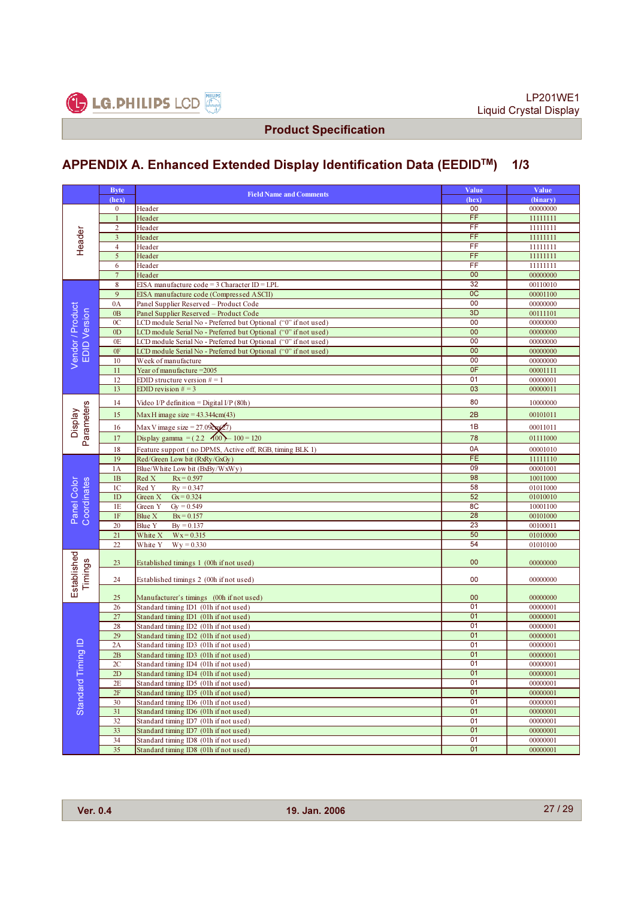## APPENDIX A. Enhanced Extended Display Identification Data (EEDID™)  1/3

| | Byte (hex) | Field Name and Comments | Value (hex) | Value (binary) |
|---|---|---|---|---|
| Header | 0 | Header | 00 | 00000000 |
| | 1 | Header | FF | 11111111 |
| | 2 | Header | FF | 11111111 |
| | 3 | Header | FF | 11111111 |
| | 4 | Header | FF | 11111111 |
| | 5 | Header | FF | 11111111 |
| | 6 | Header | FF | 11111111 |
| | 7 | Header | 00 | 00000000 |
| Vendor / Product EDID Version | 8 | EISA manufacture code = 3 Character ID = LPL | 32 | 00110010 |
| | 9 | EISA manufacture code (Compressed ASCII) | 0C | 00001100 |
| | 0A | Panel Supplier Reserved – Product Code | 00 | 00000000 |
| | 0B | Panel Supplier Reserved – Product Code | 3D | 00111101 |
| | 0C | LCD module Serial No - Preferred but Optional ("0" if not used) | 00 | 00000000 |
| | 0D | LCD module Serial No - Preferred but Optional ("0" if not used) | 00 | 00000000 |
| | 0E | LCD module Serial No - Preferred but Optional ("0" if not used) | 00 | 00000000 |
| | 0F | LCD module Serial No - Preferred but Optional ("0" if not used) | 00 | 00000000 |
| | 10 | Week of manufacture | 00 | 00000000 |
| | 11 | Year of manufacture =2005 | 0F | 00001111 |
| | 12 | EDID structure version # = 1 | 01 | 00000001 |
| | 13 | EDID revision # = 3 | 03 | 00000011 |
| Display Parameters | 14 | Video I/P definition = Digital I/P (80h) | 80 | 10000000 |
| | 15 | Max H image size = 43.344cm(43) | 2B | 00101011 |
| | 16 | Max V image size = 27.09cm(27) | 1B | 00011011 |
| | 17 | Display gamma = ( 2.2 × 100 ) – 100 = 120 | 78 | 01111000 |
| | 18 | Feature support ( no DPMS, Active off, RGB, timing BLK 1) | 0A | 00001010 |
| Panel Color Coordinates | 19 | Red/Green Low bit (RxRy/GxGy) | FE | 11111110 |
| | 1A | Blue/White Low bit (BxBy/WxWy) | 09 | 00001001 |
| | 1B | Red X   Rx = 0.597 | 98 | 10011000 |
| | 1C | Red Y   Ry = 0.347 | 58 | 01011000 |
| | 1D | Green X   Gx = 0.324 | 52 | 01010010 |
| | 1E | Green Y   Gy = 0.549 | 8C | 10001100 |
| | 1F | Blue X   Bx = 0.157 | 28 | 00101000 |
| | 20 | Blue Y   By = 0.137 | 23 | 00100011 |
| | 21 | White X   Wx = 0.315 | 50 | 01010000 |
| | 22 | White Y   Wy = 0.330 | 54 | 01010100 |
| Established Timings | 23 | Established timings 1 (00h if not used) | 00 | 00000000 |
| | 24 | Established timings 2 (00h if not used) | 00 | 00000000 |
| | 25 | Manufacturer's timings (00h if not used) | 00 | 00000000 |
| Standard Timing ID | 26 | Standard timing ID1 (01h if not used) | 01 | 00000001 |
| | 27 | Standard timing ID1 (01h if not used) | 01 | 00000001 |
| | 28 | Standard timing ID2 (01h if not used) | 01 | 00000001 |
| | 29 | Standard timing ID2 (01h if not used) | 01 | 00000001 |
| | 2A | Standard timing ID3 (01h if not used) | 01 | 00000001 |
| | 2B | Standard timing ID3 (01h if not used) | 01 | 00000001 |
| | 2C | Standard timing ID4 (01h if not used) | 01 | 00000001 |
| | 2D | Standard timing ID4 (01h if not used) | 01 | 00000001 |
| | 2E | Standard timing ID5 (01h if not used) | 01 | 00000001 |
| | 2F | Standard timing ID5 (01h if not used) | 01 | 00000001 |
| | 30 | Standard timing ID6 (01h if not used) | 01 | 00000001 |
| | 31 | Standard timing ID6 (01h if not used) | 01 | 00000001 |
| | 32 | Standard timing ID7 (01h if not used) | 01 | 00000001 |
| | 33 | Standard timing ID7 (01h if not used) | 01 | 00000001 |
| | 34 | Standard timing ID8 (01h if not used) | 01 | 00000001 |
| | 35 | Standard timing ID8 (01h if not used) | 01 | 00000001 |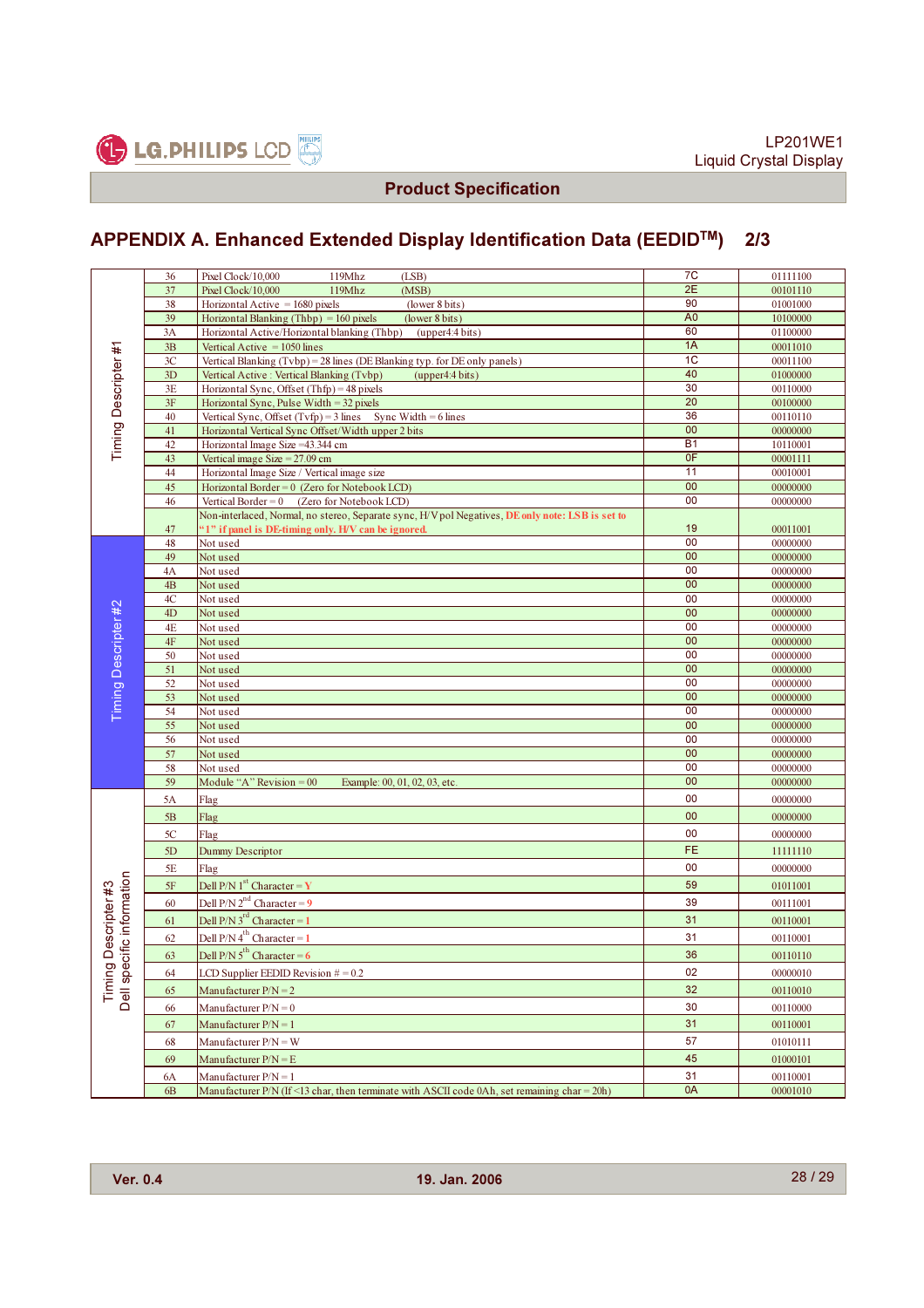## APPENDIX A. Enhanced Extended Display Identification Data (EEDID™) 2/3

| Section | Byte | Field | Hex | Binary |
|---|---|---|---|---|
| Timing Descripter #1 | 36 | Pixel Clock/10,000 119Mhz (LSB) | 7C | 01111100 |
| | 37 | Pixel Clock/10,000 119Mhz (MSB) | 2E | 00101110 |
| | 38 | Horizontal Active = 1680 pixels (lower 8 bits) | 90 | 01001000 |
| | 39 | Horizontal Blanking (Thbp) = 160 pixels (lower 8 bits) | A0 | 10100000 |
| | 3A | Horizontal Active/Horizontal blanking (Thbp) (upper4:4 bits) | 60 | 01100000 |
| | 3B | Vertical Active = 1050 lines | 1A | 00011010 |
| | 3C | Vertical Blanking (Tvbp) = 28 lines (DE Blanking typ. for DE only panels) | 1C | 00011100 |
| | 3D | Vertical Active : Vertical Blanking (Tvbp) (upper4:4 bits) | 40 | 01000000 |
| | 3E | Horizontal Sync, Offset (Thfp) = 48 pixels | 30 | 00110000 |
| | 3F | Horizontal Sync, Pulse Width = 32 pixels | 20 | 00100000 |
| | 40 | Vertical Sync, Offset (Tvfp) = 3 lines Sync Width = 6 lines | 36 | 00110110 |
| | 41 | Horizontal Vertical Sync Offset/Width upper 2 bits | 00 | 00000000 |
| | 42 | Horizontal Image Size =43.344 cm | B1 | 10110001 |
| | 43 | Vertical image Size = 27.09 cm | 0F | 00001111 |
| | 44 | Horizontal Image Size / Vertical image size | 11 | 00010001 |
| | 45 | Horizontal Border = 0 (Zero for Notebook LCD) | 00 | 00000000 |
| | 46 | Vertical Border = 0 (Zero for Notebook LCD) | 00 | 00000000 |
| | 47 | Non-interlaced, Normal, no stereo, Separate sync, H/V pol Negatives, DE only note: LSB is set to "1" if panel is DE-timing only. H/V can be ignored. | 19 | 00011001 |
| Timing Descripter #2 | 48 | Not used | 00 | 00000000 |
| | 49 | Not used | 00 | 00000000 |
| | 4A | Not used | 00 | 00000000 |
| | 4B | Not used | 00 | 00000000 |
| | 4C | Not used | 00 | 00000000 |
| | 4D | Not used | 00 | 00000000 |
| | 4E | Not used | 00 | 00000000 |
| | 4F | Not used | 00 | 00000000 |
| | 50 | Not used | 00 | 00000000 |
| | 51 | Not used | 00 | 00000000 |
| | 52 | Not used | 00 | 00000000 |
| | 53 | Not used | 00 | 00000000 |
| | 54 | Not used | 00 | 00000000 |
| | 55 | Not used | 00 | 00000000 |
| | 56 | Not used | 00 | 00000000 |
| | 57 | Not used | 00 | 00000000 |
| | 58 | Not used | 00 | 00000000 |
| | 59 | Module "A" Revision = 00 Example: 00, 01, 02, 03, etc. | 00 | 00000000 |
| Timing Descripter #3 Dell specific information | 5A | Flag | 00 | 00000000 |
| | 5B | Flag | 00 | 00000000 |
| | 5C | Flag | 00 | 00000000 |
| | 5D | Dummy Descriptor | FE | 11111110 |
| | 5E | Flag | 00 | 00000000 |
| | 5F | Dell P/N 1st Character = Y | 59 | 01011001 |
| | 60 | Dell P/N 2nd Character = 9 | 39 | 00111001 |
| | 61 | Dell P/N 3rd Character = 1 | 31 | 00110001 |
| | 62 | Dell P/N 4th Character = 1 | 31 | 00110001 |
| | 63 | Dell P/N 5th Character = 6 | 36 | 00110110 |
| | 64 | LCD Supplier EEDID Revision # = 0.2 | 02 | 00000010 |
| | 65 | Manufacturer P/N = 2 | 32 | 00110010 |
| | 66 | Manufacturer P/N = 0 | 30 | 00110000 |
| | 67 | Manufacturer P/N = 1 | 31 | 00110001 |
| | 68 | Manufacturer P/N = W | 57 | 01010111 |
| | 69 | Manufacturer P/N = E | 45 | 01000101 |
| | 6A | Manufacturer P/N = 1 | 31 | 00110001 |
| | 6B | Manufacturer P/N (If <13 char, then terminate with ASCII code 0Ah, set remaining char = 20h) | 0A | 00001010 |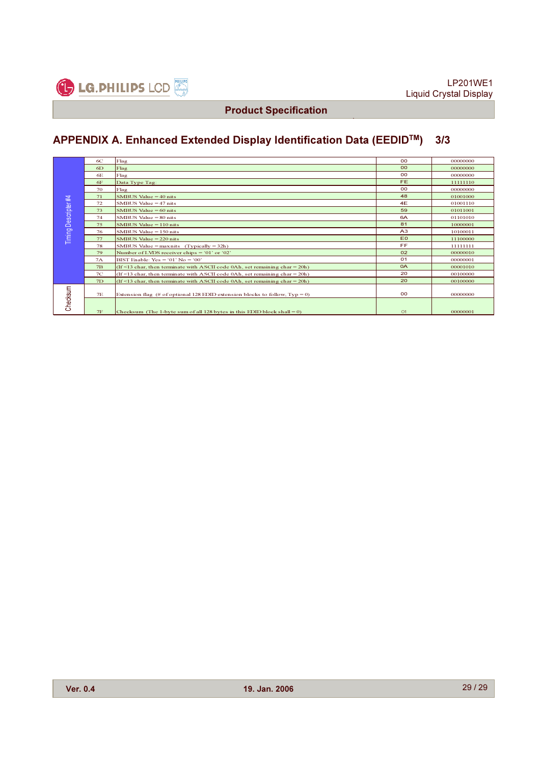## APPENDIX A. Enhanced Extended Display Identification Data (EEDID™) 3/3

| | | | | |
|---|---|---|---|---|
| Timing Descripter #4 | 6C | Flag | 00 | 00000000 |
| | 6D | Flag | 00 | 00000000 |
| | 6E | Flag | 00 | 00000000 |
| | 6F | Data Type Tag: | FE | 11111110 |
| | 70 | Flag | 00 | 00000000 |
| | 71 | SMBUS Value = 40 nits | 48 | 01001000 |
| | 72 | SMBUS Value = 47 nits | 4E | 01001110 |
| | 73 | SMBUS Value = 60 nits | 59 | 01011001 |
| | 74 | SMBUS Value = 80 nits | 6A | 01101010 |
| | 75 | SMBUS Value = 110 nits | 81 | 10000001 |
| | 76 | SMBUS Value = 150 nits | A3 | 10100011 |
| | 77 | SMBUS Value = 220 nits | E0 | 11100000 |
| | 78 | SMBUS Value = max nits (Typically = 32h) | FF | 11111111 |
| | 79 | Number of LVDS receiver chips = '01' or '02' | 02 | 00000010 |
| | 7A | BIST Enable: Yes = '01' No = '00' | 01 | 00000001 |
| | 7B | (If <13 char, then terminate with ASCII code 0Ah, set remaining char = 20h) | 0A | 00001010 |
| | 7C | (If <13 char, then terminate with ASCII code 0Ah, set remaining char = 20h) | 20 | 00100000 |
| | 7D | (If <13 char, then terminate with ASCII code 0Ah, set remaining char = 20h) | 20 | 00100000 |
| Checksum | 7E | Extension flag (# of optional 128 EDID extension blocks to follow, Typ = 0) | 00 | 00000000 |
| | 7F | Checksum (The 1-byte sum of all 128 bytes in this EDID block shall = 0) | 01 | 00000001 |